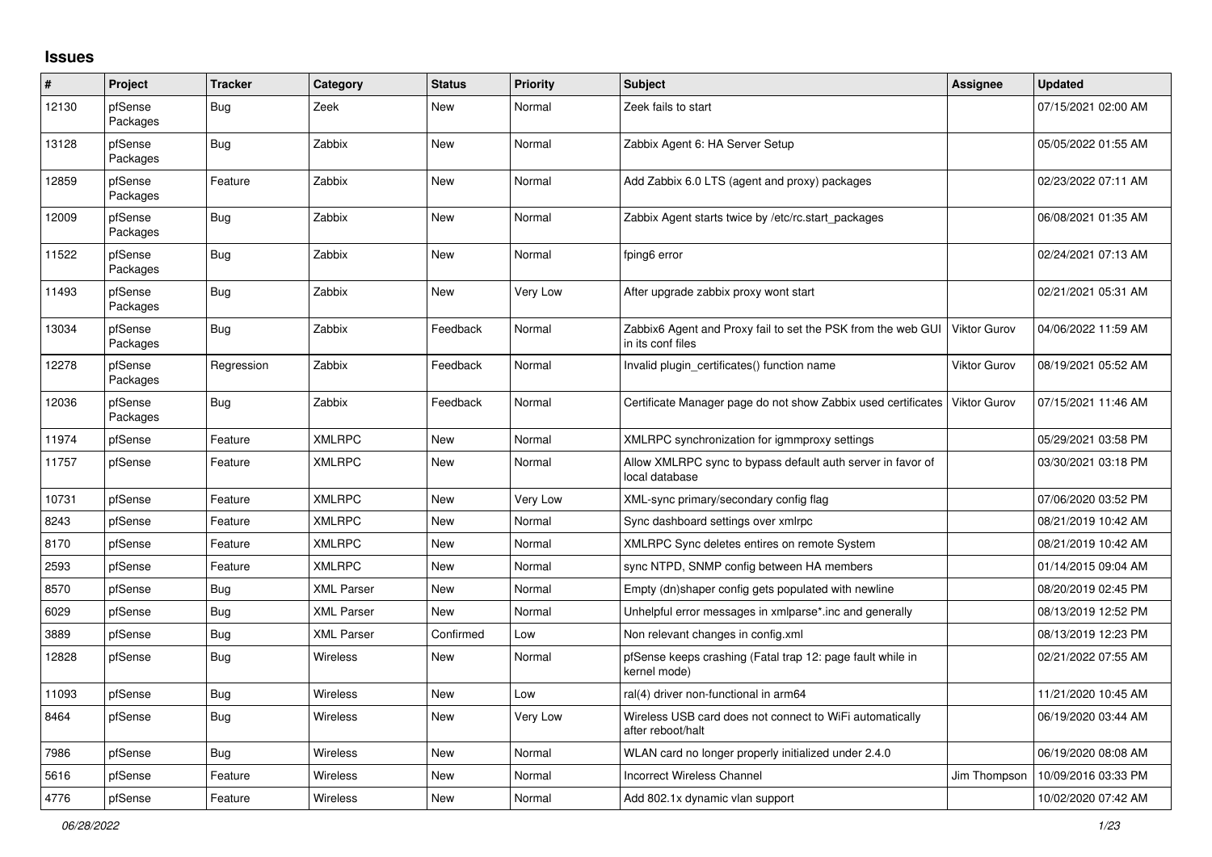## Issues

| # | Project | Tracker | Category | Status | Priority | Subject | Assignee | Updated |
|---|---|---|---|---|---|---|---|---|
| 12130 | pfSense Packages | Bug | Zeek | New | Normal | Zeek fails to start | | 07/15/2021 02:00 AM |
| 13128 | pfSense Packages | Bug | Zabbix | New | Normal | Zabbix Agent 6: HA Server Setup | | 05/05/2022 01:55 AM |
| 12859 | pfSense Packages | Feature | Zabbix | New | Normal | Add Zabbix 6.0 LTS (agent and proxy) packages | | 02/23/2022 07:11 AM |
| 12009 | pfSense Packages | Bug | Zabbix | New | Normal | Zabbix Agent starts twice by /etc/rc.start_packages | | 06/08/2021 01:35 AM |
| 11522 | pfSense Packages | Bug | Zabbix | New | Normal | fping6 error | | 02/24/2021 07:13 AM |
| 11493 | pfSense Packages | Bug | Zabbix | New | Very Low | After upgrade zabbix proxy wont start | | 02/21/2021 05:31 AM |
| 13034 | pfSense Packages | Bug | Zabbix | Feedback | Normal | Zabbix6 Agent and Proxy fail to set the PSK from the web GUI in its conf files | Viktor Gurov | 04/06/2022 11:59 AM |
| 12278 | pfSense Packages | Regression | Zabbix | Feedback | Normal | Invalid plugin_certificates() function name | Viktor Gurov | 08/19/2021 05:52 AM |
| 12036 | pfSense Packages | Bug | Zabbix | Feedback | Normal | Certificate Manager page do not show Zabbix used certificates | Viktor Gurov | 07/15/2021 11:46 AM |
| 11974 | pfSense | Feature | XMLRPC | New | Normal | XMLRPC synchronization for igmmproxy settings | | 05/29/2021 03:58 PM |
| 11757 | pfSense | Feature | XMLRPC | New | Normal | Allow XMLRPC sync to bypass default auth server in favor of local database | | 03/30/2021 03:18 PM |
| 10731 | pfSense | Feature | XMLRPC | New | Very Low | XML-sync primary/secondary config flag | | 07/06/2020 03:52 PM |
| 8243 | pfSense | Feature | XMLRPC | New | Normal | Sync dashboard settings over xmlrpc | | 08/21/2019 10:42 AM |
| 8170 | pfSense | Feature | XMLRPC | New | Normal | XMLRPC Sync deletes entires on remote System | | 08/21/2019 10:42 AM |
| 2593 | pfSense | Feature | XMLRPC | New | Normal | sync NTPD, SNMP config between HA members | | 01/14/2015 09:04 AM |
| 8570 | pfSense | Bug | XML Parser | New | Normal | Empty (dn)shaper config gets populated with newline | | 08/20/2019 02:45 PM |
| 6029 | pfSense | Bug | XML Parser | New | Normal | Unhelpful error messages in xmlparse*.inc and generally | | 08/13/2019 12:52 PM |
| 3889 | pfSense | Bug | XML Parser | Confirmed | Low | Non relevant changes in config.xml | | 08/13/2019 12:23 PM |
| 12828 | pfSense | Bug | Wireless | New | Normal | pfSense keeps crashing (Fatal trap 12: page fault while in kernel mode) | | 02/21/2022 07:55 AM |
| 11093 | pfSense | Bug | Wireless | New | Low | ral(4) driver non-functional in arm64 | | 11/21/2020 10:45 AM |
| 8464 | pfSense | Bug | Wireless | New | Very Low | Wireless USB card does not connect to WiFi automatically after reboot/halt | | 06/19/2020 03:44 AM |
| 7986 | pfSense | Bug | Wireless | New | Normal | WLAN card no longer properly initialized under 2.4.0 | | 06/19/2020 08:08 AM |
| 5616 | pfSense | Feature | Wireless | New | Normal | Incorrect Wireless Channel | Jim Thompson | 10/09/2016 03:33 PM |
| 4776 | pfSense | Feature | Wireless | New | Normal | Add 802.1x dynamic vlan support | | 10/02/2020 07:42 AM |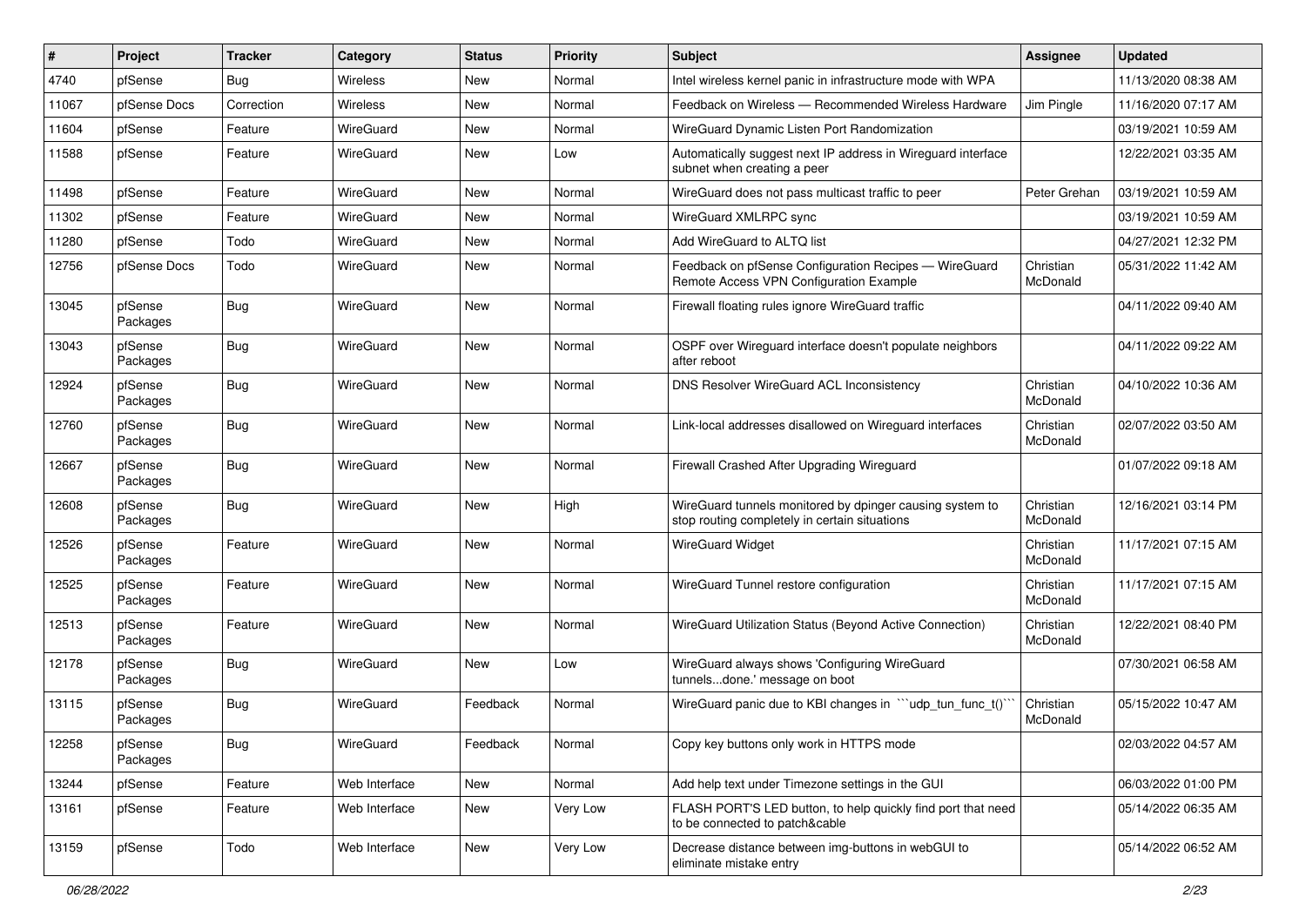| # | Project | Tracker | Category | Status | Priority | Subject | Assignee | Updated |
|---|---|---|---|---|---|---|---|---|
| 4740 | pfSense | Bug | Wireless | New | Normal | Intel wireless kernel panic in infrastructure mode with WPA | | 11/13/2020 08:38 AM |
| 11067 | pfSense Docs | Correction | Wireless | New | Normal | Feedback on Wireless — Recommended Wireless Hardware | Jim Pingle | 11/16/2020 07:17 AM |
| 11604 | pfSense | Feature | WireGuard | New | Normal | WireGuard Dynamic Listen Port Randomization | | 03/19/2021 10:59 AM |
| 11588 | pfSense | Feature | WireGuard | New | Low | Automatically suggest next IP address in Wireguard interface subnet when creating a peer | | 12/22/2021 03:35 AM |
| 11498 | pfSense | Feature | WireGuard | New | Normal | WireGuard does not pass multicast traffic to peer | Peter Grehan | 03/19/2021 10:59 AM |
| 11302 | pfSense | Feature | WireGuard | New | Normal | WireGuard XMLRPC sync | | 03/19/2021 10:59 AM |
| 11280 | pfSense | Todo | WireGuard | New | Normal | Add WireGuard to ALTQ list | | 04/27/2021 12:32 PM |
| 12756 | pfSense Docs | Todo | WireGuard | New | Normal | Feedback on pfSense Configuration Recipes — WireGuard Remote Access VPN Configuration Example | Christian McDonald | 05/31/2022 11:42 AM |
| 13045 | pfSense Packages | Bug | WireGuard | New | Normal | Firewall floating rules ignore WireGuard traffic | | 04/11/2022 09:40 AM |
| 13043 | pfSense Packages | Bug | WireGuard | New | Normal | OSPF over Wireguard interface doesn't populate neighbors after reboot | | 04/11/2022 09:22 AM |
| 12924 | pfSense Packages | Bug | WireGuard | New | Normal | DNS Resolver WireGuard ACL Inconsistency | Christian McDonald | 04/10/2022 10:36 AM |
| 12760 | pfSense Packages | Bug | WireGuard | New | Normal | Link-local addresses disallowed on Wireguard interfaces | Christian McDonald | 02/07/2022 03:50 AM |
| 12667 | pfSense Packages | Bug | WireGuard | New | Normal | Firewall Crashed After Upgrading Wireguard | | 01/07/2022 09:18 AM |
| 12608 | pfSense Packages | Bug | WireGuard | New | High | WireGuard tunnels monitored by dpinger causing system to stop routing completely in certain situations | Christian McDonald | 12/16/2021 03:14 PM |
| 12526 | pfSense Packages | Feature | WireGuard | New | Normal | WireGuard Widget | Christian McDonald | 11/17/2021 07:15 AM |
| 12525 | pfSense Packages | Feature | WireGuard | New | Normal | WireGuard Tunnel restore configuration | Christian McDonald | 11/17/2021 07:15 AM |
| 12513 | pfSense Packages | Feature | WireGuard | New | Normal | WireGuard Utilization Status (Beyond Active Connection) | Christian McDonald | 12/22/2021 08:40 PM |
| 12178 | pfSense Packages | Bug | WireGuard | New | Low | WireGuard always shows 'Configuring WireGuard tunnels...done.' message on boot | | 07/30/2021 06:58 AM |
| 13115 | pfSense Packages | Bug | WireGuard | Feedback | Normal | WireGuard panic due to KBI changes in ```udp_tun_func_t()``` | Christian McDonald | 05/15/2022 10:47 AM |
| 12258 | pfSense Packages | Bug | WireGuard | Feedback | Normal | Copy key buttons only work in HTTPS mode | | 02/03/2022 04:57 AM |
| 13244 | pfSense | Feature | Web Interface | New | Normal | Add help text under Timezone settings in the GUI | | 06/03/2022 01:00 PM |
| 13161 | pfSense | Feature | Web Interface | New | Very Low | FLASH PORT'S LED button, to help quickly find port that need to be connected to patch&cable | | 05/14/2022 06:35 AM |
| 13159 | pfSense | Todo | Web Interface | New | Very Low | Decrease distance between img-buttons in webGUI to eliminate mistake entry | | 05/14/2022 06:52 AM |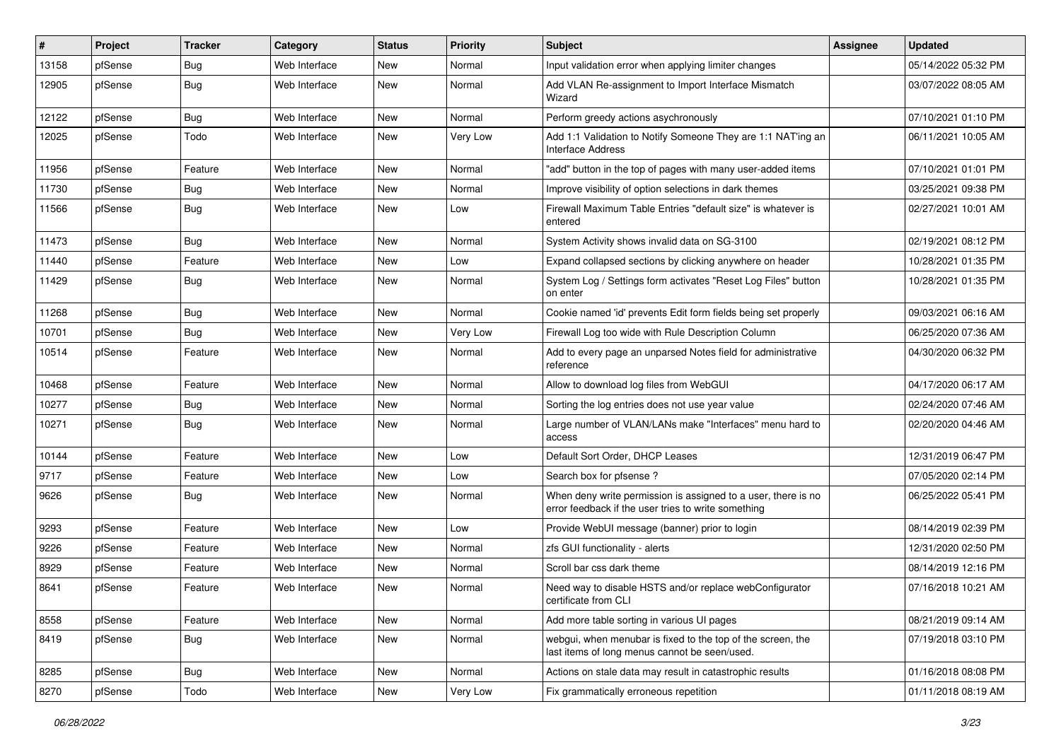| # | Project | Tracker | Category | Status | Priority | Subject | Assignee | Updated |
|---|---|---|---|---|---|---|---|---|
| 13158 | pfSense | Bug | Web Interface | New | Normal | Input validation error when applying limiter changes | | 05/14/2022 05:32 PM |
| 12905 | pfSense | Bug | Web Interface | New | Normal | Add VLAN Re-assignment to Import Interface Mismatch Wizard | | 03/07/2022 08:05 AM |
| 12122 | pfSense | Bug | Web Interface | New | Normal | Perform greedy actions asychronously | | 07/10/2021 01:10 PM |
| 12025 | pfSense | Todo | Web Interface | New | Very Low | Add 1:1 Validation to Notify Someone They are 1:1 NAT'ing an Interface Address | | 06/11/2021 10:05 AM |
| 11956 | pfSense | Feature | Web Interface | New | Normal | "add" button in the top of pages with many user-added items | | 07/10/2021 01:01 PM |
| 11730 | pfSense | Bug | Web Interface | New | Normal | Improve visibility of option selections in dark themes | | 03/25/2021 09:38 PM |
| 11566 | pfSense | Bug | Web Interface | New | Low | Firewall Maximum Table Entries "default size" is whatever is entered | | 02/27/2021 10:01 AM |
| 11473 | pfSense | Bug | Web Interface | New | Normal | System Activity shows invalid data on SG-3100 | | 02/19/2021 08:12 PM |
| 11440 | pfSense | Feature | Web Interface | New | Low | Expand collapsed sections by clicking anywhere on header | | 10/28/2021 01:35 PM |
| 11429 | pfSense | Bug | Web Interface | New | Normal | System Log / Settings form activates "Reset Log Files" button on enter | | 10/28/2021 01:35 PM |
| 11268 | pfSense | Bug | Web Interface | New | Normal | Cookie named 'id' prevents Edit form fields being set properly | | 09/03/2021 06:16 AM |
| 10701 | pfSense | Bug | Web Interface | New | Very Low | Firewall Log too wide with Rule Description Column | | 06/25/2020 07:36 AM |
| 10514 | pfSense | Feature | Web Interface | New | Normal | Add to every page an unparsed Notes field for administrative reference | | 04/30/2020 06:32 PM |
| 10468 | pfSense | Feature | Web Interface | New | Normal | Allow to download log files from WebGUI | | 04/17/2020 06:17 AM |
| 10277 | pfSense | Bug | Web Interface | New | Normal | Sorting the log entries does not use year value | | 02/24/2020 07:46 AM |
| 10271 | pfSense | Bug | Web Interface | New | Normal | Large number of VLAN/LANs make "Interfaces" menu hard to access | | 02/20/2020 04:46 AM |
| 10144 | pfSense | Feature | Web Interface | New | Low | Default Sort Order, DHCP Leases | | 12/31/2019 06:47 PM |
| 9717 | pfSense | Feature | Web Interface | New | Low | Search box for pfsense ? | | 07/05/2020 02:14 PM |
| 9626 | pfSense | Bug | Web Interface | New | Normal | When deny write permission is assigned to a user, there is no error feedback if the user tries to write something | | 06/25/2022 05:41 PM |
| 9293 | pfSense | Feature | Web Interface | New | Low | Provide WebUI message (banner) prior to login | | 08/14/2019 02:39 PM |
| 9226 | pfSense | Feature | Web Interface | New | Normal | zfs GUI functionality - alerts | | 12/31/2020 02:50 PM |
| 8929 | pfSense | Feature | Web Interface | New | Normal | Scroll bar css dark theme | | 08/14/2019 12:16 PM |
| 8641 | pfSense | Feature | Web Interface | New | Normal | Need way to disable HSTS and/or replace webConfigurator certificate from CLI | | 07/16/2018 10:21 AM |
| 8558 | pfSense | Feature | Web Interface | New | Normal | Add more table sorting in various UI pages | | 08/21/2019 09:14 AM |
| 8419 | pfSense | Bug | Web Interface | New | Normal | webgui, when menubar is fixed to the top of the screen, the last items of long menus cannot be seen/used. | | 07/19/2018 03:10 PM |
| 8285 | pfSense | Bug | Web Interface | New | Normal | Actions on stale data may result in catastrophic results | | 01/16/2018 08:08 PM |
| 8270 | pfSense | Todo | Web Interface | New | Very Low | Fix grammatically erroneous repetition | | 01/11/2018 08:19 AM |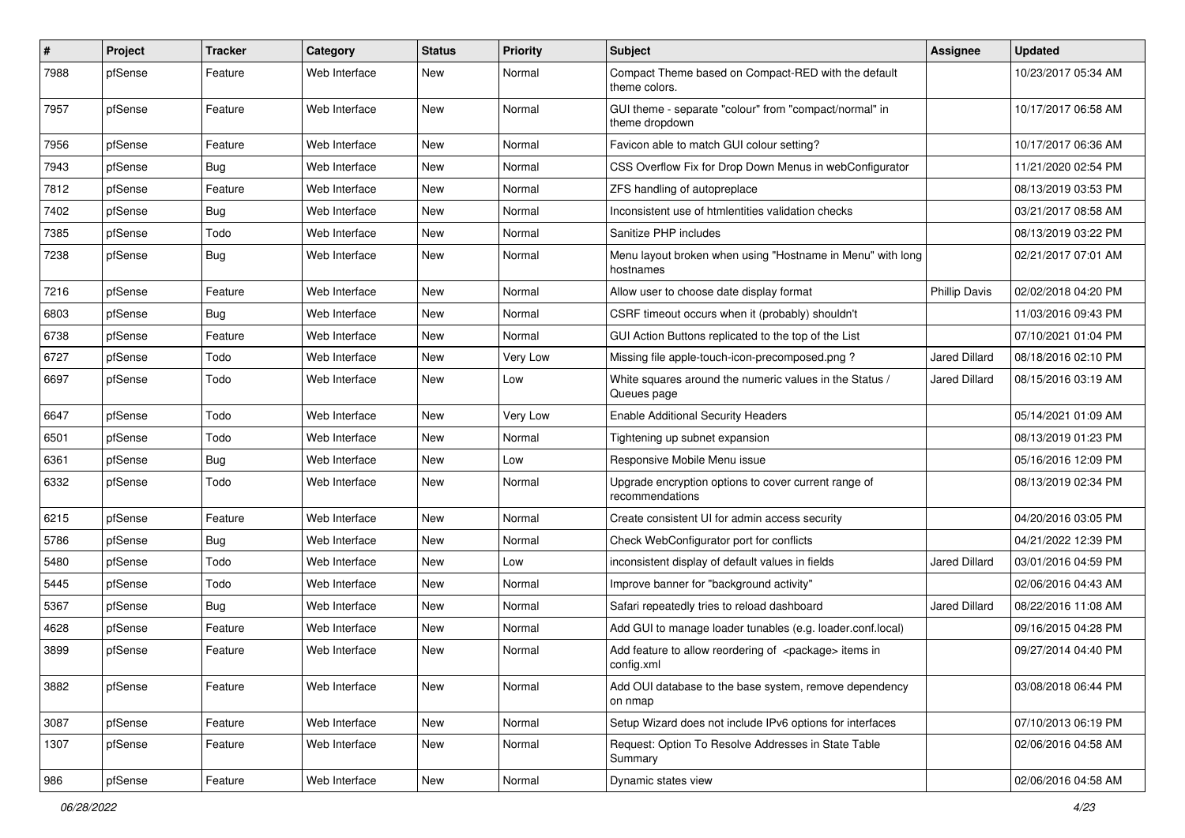| # | Project | Tracker | Category | Status | Priority | Subject | Assignee | Updated |
|---|---|---|---|---|---|---|---|---|
| 7988 | pfSense | Feature | Web Interface | New | Normal | Compact Theme based on Compact-RED with the default theme colors. | | 10/23/2017 05:34 AM |
| 7957 | pfSense | Feature | Web Interface | New | Normal | GUI theme - separate "colour" from "compact/normal" in theme dropdown | | 10/17/2017 06:58 AM |
| 7956 | pfSense | Feature | Web Interface | New | Normal | Favicon able to match GUI colour setting? | | 10/17/2017 06:36 AM |
| 7943 | pfSense | Bug | Web Interface | New | Normal | CSS Overflow Fix for Drop Down Menus in webConfigurator | | 11/21/2020 02:54 PM |
| 7812 | pfSense | Feature | Web Interface | New | Normal | ZFS handling of autopreplace | | 08/13/2019 03:53 PM |
| 7402 | pfSense | Bug | Web Interface | New | Normal | Inconsistent use of htmlentities validation checks | | 03/21/2017 08:58 AM |
| 7385 | pfSense | Todo | Web Interface | New | Normal | Sanitize PHP includes | | 08/13/2019 03:22 PM |
| 7238 | pfSense | Bug | Web Interface | New | Normal | Menu layout broken when using "Hostname in Menu" with long hostnames | | 02/21/2017 07:01 AM |
| 7216 | pfSense | Feature | Web Interface | New | Normal | Allow user to choose date display format | Phillip Davis | 02/02/2018 04:20 PM |
| 6803 | pfSense | Bug | Web Interface | New | Normal | CSRF timeout occurs when it (probably) shouldn't | | 11/03/2016 09:43 PM |
| 6738 | pfSense | Feature | Web Interface | New | Normal | GUI Action Buttons replicated to the top of the List | | 07/10/2021 01:04 PM |
| 6727 | pfSense | Todo | Web Interface | New | Very Low | Missing file apple-touch-icon-precomposed.png ? | Jared Dillard | 08/18/2016 02:10 PM |
| 6697 | pfSense | Todo | Web Interface | New | Low | White squares around the numeric values in the Status / Queues page | Jared Dillard | 08/15/2016 03:19 AM |
| 6647 | pfSense | Todo | Web Interface | New | Very Low | Enable Additional Security Headers | | 05/14/2021 01:09 AM |
| 6501 | pfSense | Todo | Web Interface | New | Normal | Tightening up subnet expansion | | 08/13/2019 01:23 PM |
| 6361 | pfSense | Bug | Web Interface | New | Low | Responsive Mobile Menu issue | | 05/16/2016 12:09 PM |
| 6332 | pfSense | Todo | Web Interface | New | Normal | Upgrade encryption options to cover current range of recommendations | | 08/13/2019 02:34 PM |
| 6215 | pfSense | Feature | Web Interface | New | Normal | Create consistent UI for admin access security | | 04/20/2016 03:05 PM |
| 5786 | pfSense | Bug | Web Interface | New | Normal | Check WebConfigurator port for conflicts | | 04/21/2022 12:39 PM |
| 5480 | pfSense | Todo | Web Interface | New | Low | inconsistent display of default values in fields | Jared Dillard | 03/01/2016 04:59 PM |
| 5445 | pfSense | Todo | Web Interface | New | Normal | Improve banner for "background activity" | | 02/06/2016 04:43 AM |
| 5367 | pfSense | Bug | Web Interface | New | Normal | Safari repeatedly tries to reload dashboard | Jared Dillard | 08/22/2016 11:08 AM |
| 4628 | pfSense | Feature | Web Interface | New | Normal | Add GUI to manage loader tunables (e.g. loader.conf.local) | | 09/16/2015 04:28 PM |
| 3899 | pfSense | Feature | Web Interface | New | Normal | Add feature to allow reordering of <package> items in config.xml | | 09/27/2014 04:40 PM |
| 3882 | pfSense | Feature | Web Interface | New | Normal | Add OUI database to the base system, remove dependency on nmap | | 03/08/2018 06:44 PM |
| 3087 | pfSense | Feature | Web Interface | New | Normal | Setup Wizard does not include IPv6 options for interfaces | | 07/10/2013 06:19 PM |
| 1307 | pfSense | Feature | Web Interface | New | Normal | Request: Option To Resolve Addresses in State Table Summary | | 02/06/2016 04:58 AM |
| 986 | pfSense | Feature | Web Interface | New | Normal | Dynamic states view | | 02/06/2016 04:58 AM |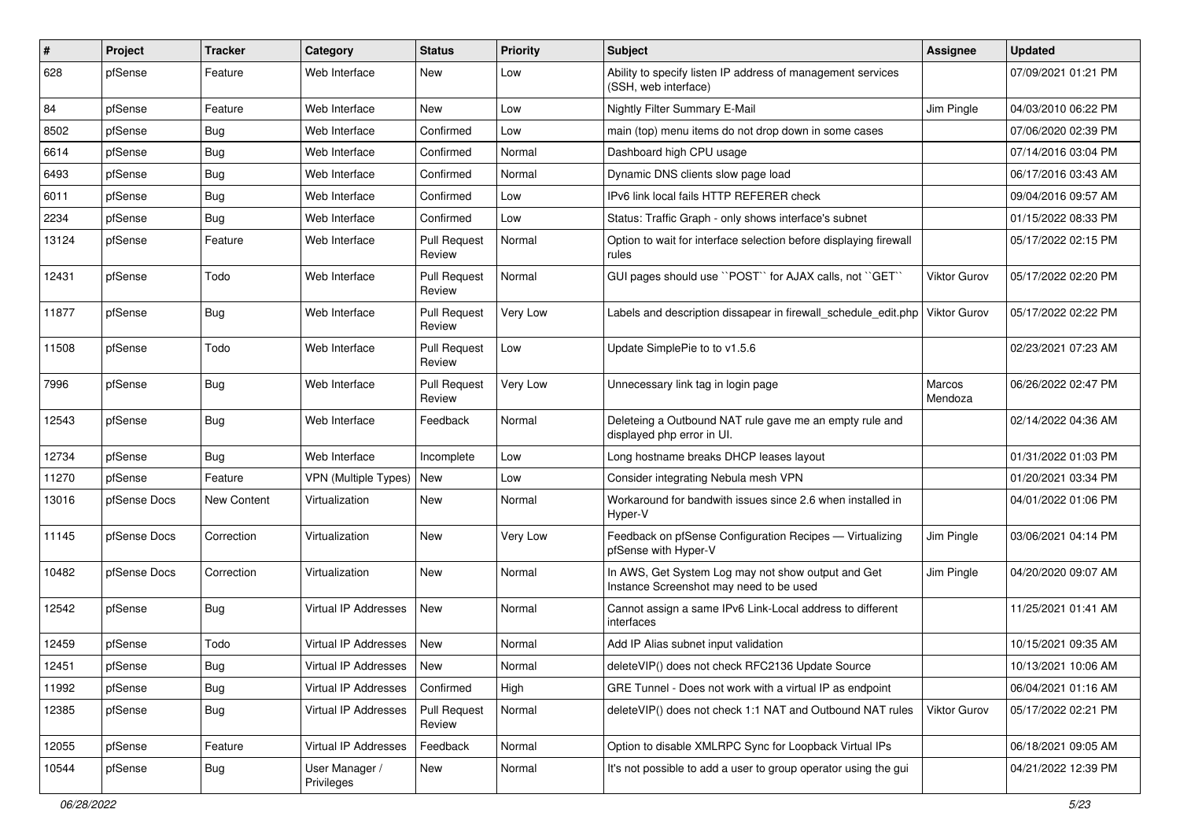| # | Project | Tracker | Category | Status | Priority | Subject | Assignee | Updated |
|---|---|---|---|---|---|---|---|---|
| 628 | pfSense | Feature | Web Interface | New | Low | Ability to specify listen IP address of management services (SSH, web interface) | | 07/09/2021 01:21 PM |
| 84 | pfSense | Feature | Web Interface | New | Low | Nightly Filter Summary E-Mail | Jim Pingle | 04/03/2010 06:22 PM |
| 8502 | pfSense | Bug | Web Interface | Confirmed | Low | main (top) menu items do not drop down in some cases | | 07/06/2020 02:39 PM |
| 6614 | pfSense | Bug | Web Interface | Confirmed | Normal | Dashboard high CPU usage | | 07/14/2016 03:04 PM |
| 6493 | pfSense | Bug | Web Interface | Confirmed | Normal | Dynamic DNS clients slow page load | | 06/17/2016 03:43 AM |
| 6011 | pfSense | Bug | Web Interface | Confirmed | Low | IPv6 link local fails HTTP REFERER check | | 09/04/2016 09:57 AM |
| 2234 | pfSense | Bug | Web Interface | Confirmed | Low | Status: Traffic Graph - only shows interface's subnet | | 01/15/2022 08:33 PM |
| 13124 | pfSense | Feature | Web Interface | Pull Request Review | Normal | Option to wait for interface selection before displaying firewall rules | | 05/17/2022 02:15 PM |
| 12431 | pfSense | Todo | Web Interface | Pull Request Review | Normal | GUI pages should use ``POST`` for AJAX calls, not ``GET`` | Viktor Gurov | 05/17/2022 02:20 PM |
| 11877 | pfSense | Bug | Web Interface | Pull Request Review | Very Low | Labels and description dissapear in firewall_schedule_edit.php | Viktor Gurov | 05/17/2022 02:22 PM |
| 11508 | pfSense | Todo | Web Interface | Pull Request Review | Low | Update SimplePie to to v1.5.6 | | 02/23/2021 07:23 AM |
| 7996 | pfSense | Bug | Web Interface | Pull Request Review | Very Low | Unnecessary link tag in login page | Marcos Mendoza | 06/26/2022 02:47 PM |
| 12543 | pfSense | Bug | Web Interface | Feedback | Normal | Deleteing a Outbound NAT rule gave me an empty rule and displayed php error in UI. | | 02/14/2022 04:36 AM |
| 12734 | pfSense | Bug | Web Interface | Incomplete | Low | Long hostname breaks DHCP leases layout | | 01/31/2022 01:03 PM |
| 11270 | pfSense | Feature | VPN (Multiple Types) | New | Low | Consider integrating Nebula mesh VPN | | 01/20/2021 03:34 PM |
| 13016 | pfSense Docs | New Content | Virtualization | New | Normal | Workaround for bandwith issues since 2.6 when installed in Hyper-V | | 04/01/2022 01:06 PM |
| 11145 | pfSense Docs | Correction | Virtualization | New | Very Low | Feedback on pfSense Configuration Recipes — Virtualizing pfSense with Hyper-V | Jim Pingle | 03/06/2021 04:14 PM |
| 10482 | pfSense Docs | Correction | Virtualization | New | Normal | In AWS, Get System Log may not show output and Get Instance Screenshot may need to be used | Jim Pingle | 04/20/2020 09:07 AM |
| 12542 | pfSense | Bug | Virtual IP Addresses | New | Normal | Cannot assign a same IPv6 Link-Local address to different interfaces | | 11/25/2021 01:41 AM |
| 12459 | pfSense | Todo | Virtual IP Addresses | New | Normal | Add IP Alias subnet input validation | | 10/15/2021 09:35 AM |
| 12451 | pfSense | Bug | Virtual IP Addresses | New | Normal | deleteVIP() does not check RFC2136 Update Source | | 10/13/2021 10:06 AM |
| 11992 | pfSense | Bug | Virtual IP Addresses | Confirmed | High | GRE Tunnel - Does not work with a virtual IP as endpoint | | 06/04/2021 01:16 AM |
| 12385 | pfSense | Bug | Virtual IP Addresses | Pull Request Review | Normal | deleteVIP() does not check 1:1 NAT and Outbound NAT rules | Viktor Gurov | 05/17/2022 02:21 PM |
| 12055 | pfSense | Feature | Virtual IP Addresses | Feedback | Normal | Option to disable XMLRPC Sync for Loopback Virtual IPs | | 06/18/2021 09:05 AM |
| 10544 | pfSense | Bug | User Manager / Privileges | New | Normal | It's not possible to add a user to group operator using the gui | | 04/21/2022 12:39 PM |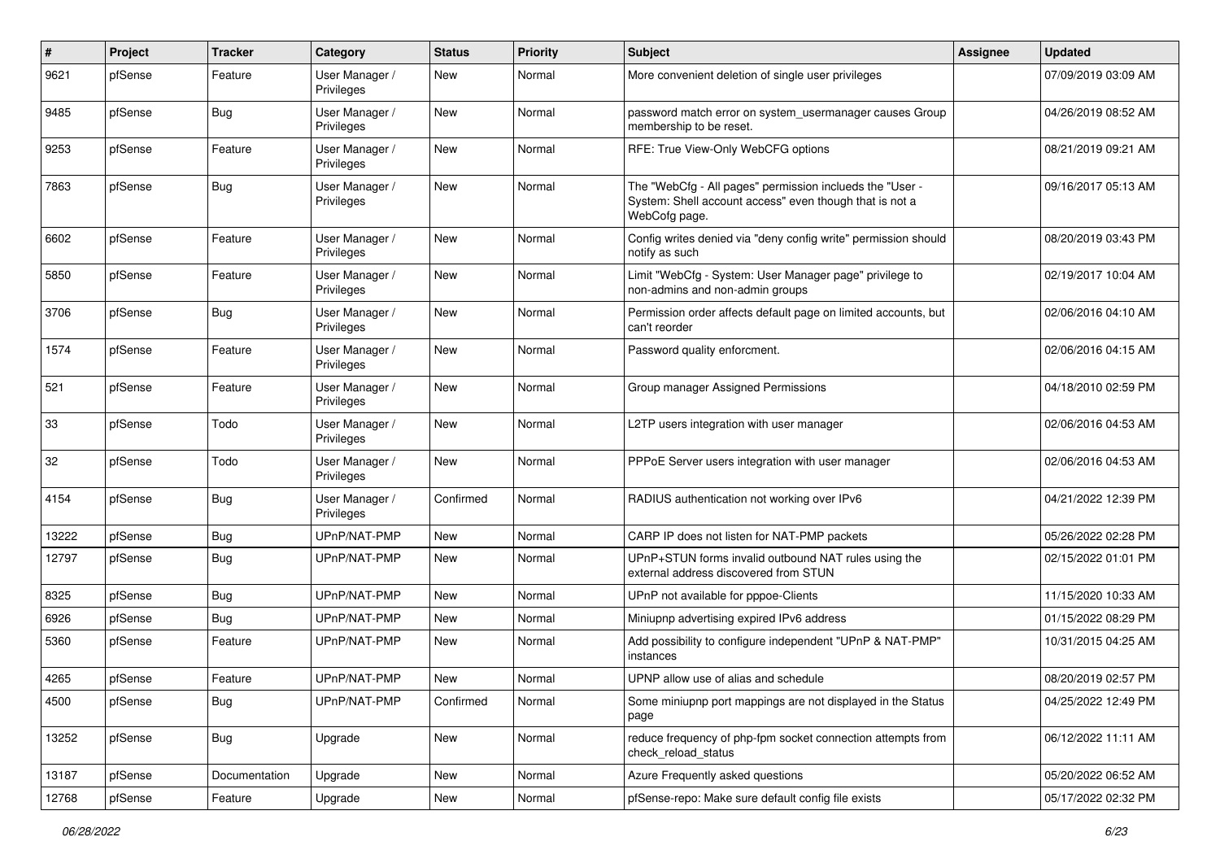| # | Project | Tracker | Category | Status | Priority | Subject | Assignee | Updated |
|---|---|---|---|---|---|---|---|---|
| 9621 | pfSense | Feature | User Manager / Privileges | New | Normal | More convenient deletion of single user privileges | | 07/09/2019 03:09 AM |
| 9485 | pfSense | Bug | User Manager / Privileges | New | Normal | password match error on system_usermanager causes Group membership to be reset. | | 04/26/2019 08:52 AM |
| 9253 | pfSense | Feature | User Manager / Privileges | New | Normal | RFE: True View-Only WebCFG options | | 08/21/2019 09:21 AM |
| 7863 | pfSense | Bug | User Manager / Privileges | New | Normal | The "WebCfg - All pages" permission inclueds the "User - System: Shell account access" even though that is not a WebCofg page. | | 09/16/2017 05:13 AM |
| 6602 | pfSense | Feature | User Manager / Privileges | New | Normal | Config writes denied via "deny config write" permission should notify as such | | 08/20/2019 03:43 PM |
| 5850 | pfSense | Feature | User Manager / Privileges | New | Normal | Limit "WebCfg - System: User Manager page" privilege to non-admins and non-admin groups | | 02/19/2017 10:04 AM |
| 3706 | pfSense | Bug | User Manager / Privileges | New | Normal | Permission order affects default page on limited accounts, but can't reorder | | 02/06/2016 04:10 AM |
| 1574 | pfSense | Feature | User Manager / Privileges | New | Normal | Password quality enforcment. | | 02/06/2016 04:15 AM |
| 521 | pfSense | Feature | User Manager / Privileges | New | Normal | Group manager Assigned Permissions | | 04/18/2010 02:59 PM |
| 33 | pfSense | Todo | User Manager / Privileges | New | Normal | L2TP users integration with user manager | | 02/06/2016 04:53 AM |
| 32 | pfSense | Todo | User Manager / Privileges | New | Normal | PPPoE Server users integration with user manager | | 02/06/2016 04:53 AM |
| 4154 | pfSense | Bug | User Manager / Privileges | Confirmed | Normal | RADIUS authentication not working over IPv6 | | 04/21/2022 12:39 PM |
| 13222 | pfSense | Bug | UPnP/NAT-PMP | New | Normal | CARP IP does not listen for NAT-PMP packets | | 05/26/2022 02:28 PM |
| 12797 | pfSense | Bug | UPnP/NAT-PMP | New | Normal | UPnP+STUN forms invalid outbound NAT rules using the external address discovered from STUN | | 02/15/2022 01:01 PM |
| 8325 | pfSense | Bug | UPnP/NAT-PMP | New | Normal | UPnP not available for pppoe-Clients | | 11/15/2020 10:33 AM |
| 6926 | pfSense | Bug | UPnP/NAT-PMP | New | Normal | Miniupnp advertising expired IPv6 address | | 01/15/2022 08:29 PM |
| 5360 | pfSense | Feature | UPnP/NAT-PMP | New | Normal | Add possibility to configure independent "UPnP & NAT-PMP" instances | | 10/31/2015 04:25 AM |
| 4265 | pfSense | Feature | UPnP/NAT-PMP | New | Normal | UPNP allow use of alias and schedule | | 08/20/2019 02:57 PM |
| 4500 | pfSense | Bug | UPnP/NAT-PMP | Confirmed | Normal | Some miniupnp port mappings are not displayed in the Status page | | 04/25/2022 12:49 PM |
| 13252 | pfSense | Bug | Upgrade | New | Normal | reduce frequency of php-fpm socket connection attempts from check_reload_status | | 06/12/2022 11:11 AM |
| 13187 | pfSense | Documentation | Upgrade | New | Normal | Azure Frequently asked questions | | 05/20/2022 06:52 AM |
| 12768 | pfSense | Feature | Upgrade | New | Normal | pfSense-repo: Make sure default config file exists | | 05/17/2022 02:32 PM |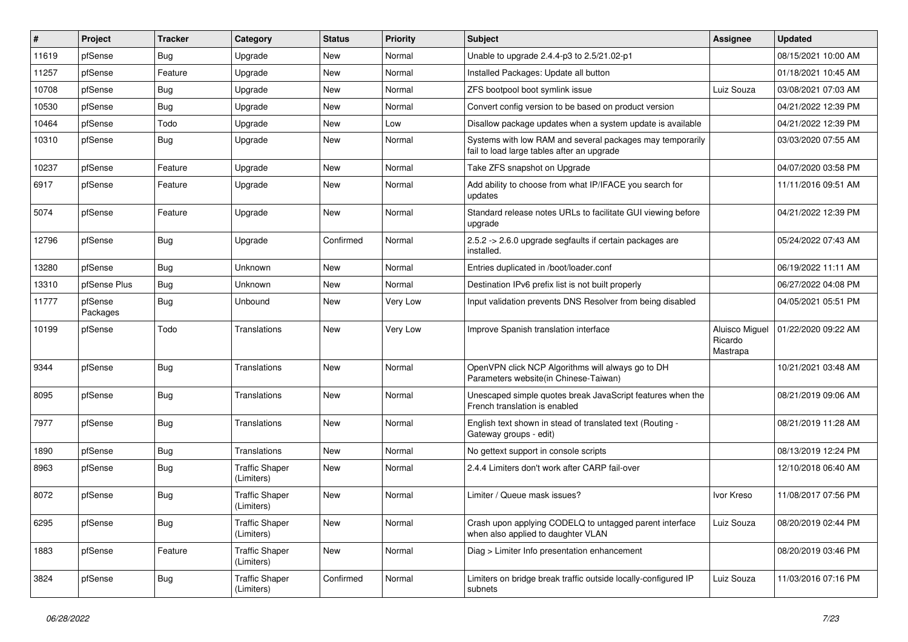| # | Project | Tracker | Category | Status | Priority | Subject | Assignee | Updated |
|---|---|---|---|---|---|---|---|---|
| 11619 | pfSense | Bug | Upgrade | New | Normal | Unable to upgrade 2.4.4-p3 to 2.5/21.02-p1 | | 08/15/2021 10:00 AM |
| 11257 | pfSense | Feature | Upgrade | New | Normal | Installed Packages: Update all button | | 01/18/2021 10:45 AM |
| 10708 | pfSense | Bug | Upgrade | New | Normal | ZFS bootpool boot symlink issue | Luiz Souza | 03/08/2021 07:03 AM |
| 10530 | pfSense | Bug | Upgrade | New | Normal | Convert config version to be based on product version | | 04/21/2022 12:39 PM |
| 10464 | pfSense | Todo | Upgrade | New | Low | Disallow package updates when a system update is available | | 04/21/2022 12:39 PM |
| 10310 | pfSense | Bug | Upgrade | New | Normal | Systems with low RAM and several packages may temporarily fail to load large tables after an upgrade | | 03/03/2020 07:55 AM |
| 10237 | pfSense | Feature | Upgrade | New | Normal | Take ZFS snapshot on Upgrade | | 04/07/2020 03:58 PM |
| 6917 | pfSense | Feature | Upgrade | New | Normal | Add ability to choose from what IP/IFACE you search for updates | | 11/11/2016 09:51 AM |
| 5074 | pfSense | Feature | Upgrade | New | Normal | Standard release notes URLs to facilitate GUI viewing before upgrade | | 04/21/2022 12:39 PM |
| 12796 | pfSense | Bug | Upgrade | Confirmed | Normal | 2.5.2 -> 2.6.0 upgrade segfaults if certain packages are installed. | | 05/24/2022 07:43 AM |
| 13280 | pfSense | Bug | Unknown | New | Normal | Entries duplicated in /boot/loader.conf | | 06/19/2022 11:11 AM |
| 13310 | pfSense Plus | Bug | Unknown | New | Normal | Destination IPv6 prefix list is not built properly | | 06/27/2022 04:08 PM |
| 11777 | pfSense Packages | Bug | Unbound | New | Very Low | Input validation prevents DNS Resolver from being disabled | | 04/05/2021 05:51 PM |
| 10199 | pfSense | Todo | Translations | New | Very Low | Improve Spanish translation interface | Aluisco Miguel Ricardo Mastrapa | 01/22/2020 09:22 AM |
| 9344 | pfSense | Bug | Translations | New | Normal | OpenVPN click NCP Algorithms will always go to DH Parameters website(in Chinese-Taiwan) | | 10/21/2021 03:48 AM |
| 8095 | pfSense | Bug | Translations | New | Normal | Unescaped simple quotes break JavaScript features when the French translation is enabled | | 08/21/2019 09:06 AM |
| 7977 | pfSense | Bug | Translations | New | Normal | English text shown in stead of translated text (Routing - Gateway groups - edit) | | 08/21/2019 11:28 AM |
| 1890 | pfSense | Bug | Translations | New | Normal | No gettext support in console scripts | | 08/13/2019 12:24 PM |
| 8963 | pfSense | Bug | Traffic Shaper (Limiters) | New | Normal | 2.4.4 Limiters don't work after CARP fail-over | | 12/10/2018 06:40 AM |
| 8072 | pfSense | Bug | Traffic Shaper (Limiters) | New | Normal | Limiter / Queue mask issues? | Ivor Kreso | 11/08/2017 07:56 PM |
| 6295 | pfSense | Bug | Traffic Shaper (Limiters) | New | Normal | Crash upon applying CODELQ to untagged parent interface when also applied to daughter VLAN | Luiz Souza | 08/20/2019 02:44 PM |
| 1883 | pfSense | Feature | Traffic Shaper (Limiters) | New | Normal | Diag > Limiter Info presentation enhancement | | 08/20/2019 03:46 PM |
| 3824 | pfSense | Bug | Traffic Shaper (Limiters) | Confirmed | Normal | Limiters on bridge break traffic outside locally-configured IP subnets | Luiz Souza | 11/03/2016 07:16 PM |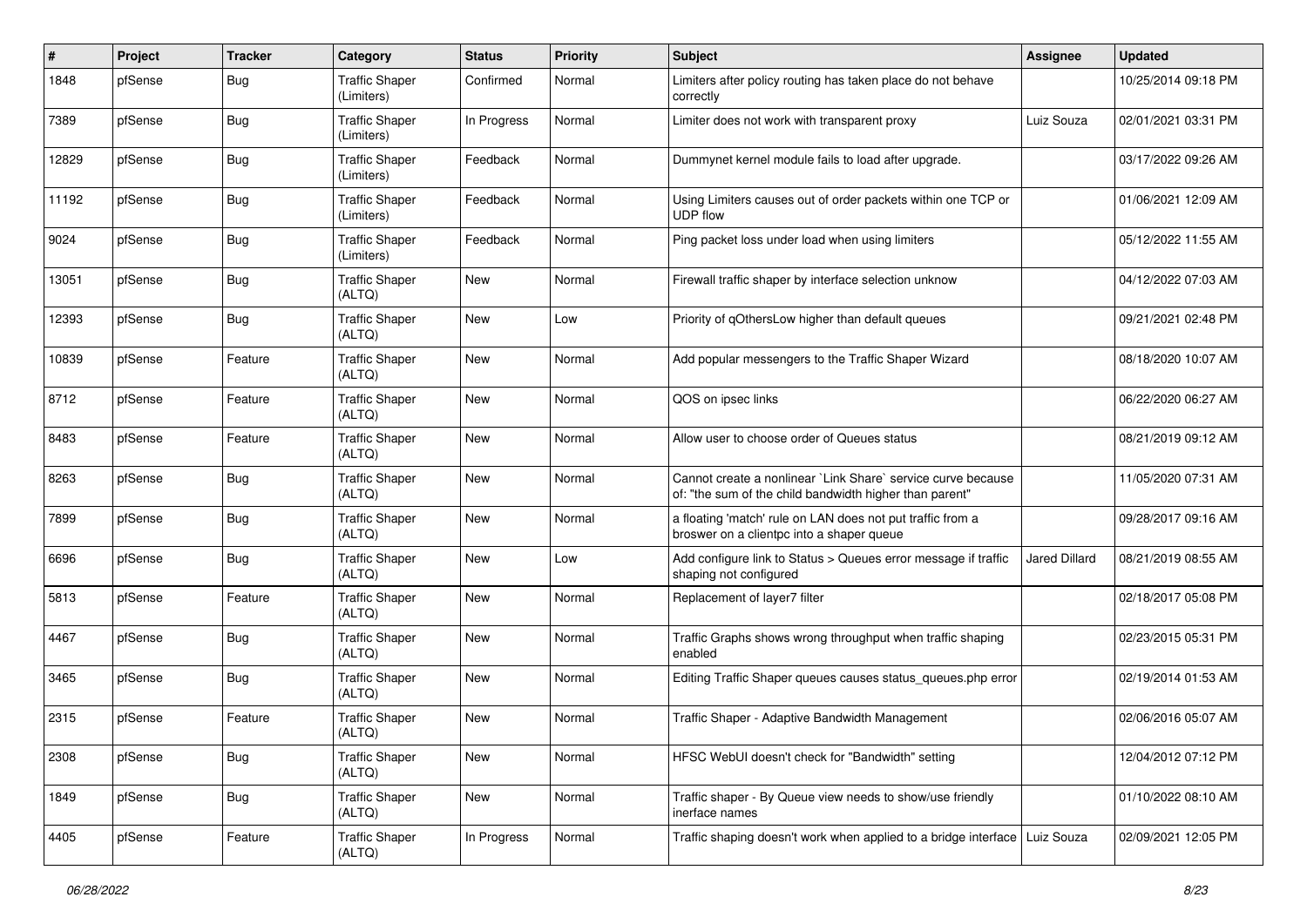| # | Project | Tracker | Category | Status | Priority | Subject | Assignee | Updated |
|---|---|---|---|---|---|---|---|---|
| 1848 | pfSense | Bug | Traffic Shaper (Limiters) | Confirmed | Normal | Limiters after policy routing has taken place do not behave correctly | | 10/25/2014 09:18 PM |
| 7389 | pfSense | Bug | Traffic Shaper (Limiters) | In Progress | Normal | Limiter does not work with transparent proxy | Luiz Souza | 02/01/2021 03:31 PM |
| 12829 | pfSense | Bug | Traffic Shaper (Limiters) | Feedback | Normal | Dummynet kernel module fails to load after upgrade. | | 03/17/2022 09:26 AM |
| 11192 | pfSense | Bug | Traffic Shaper (Limiters) | Feedback | Normal | Using Limiters causes out of order packets within one TCP or UDP flow | | 01/06/2021 12:09 AM |
| 9024 | pfSense | Bug | Traffic Shaper (Limiters) | Feedback | Normal | Ping packet loss under load when using limiters | | 05/12/2022 11:55 AM |
| 13051 | pfSense | Bug | Traffic Shaper (ALTQ) | New | Normal | Firewall traffic shaper by interface selection unknow | | 04/12/2022 07:03 AM |
| 12393 | pfSense | Bug | Traffic Shaper (ALTQ) | New | Low | Priority of qOthersLow higher than default queues | | 09/21/2021 02:48 PM |
| 10839 | pfSense | Feature | Traffic Shaper (ALTQ) | New | Normal | Add popular messengers to the Traffic Shaper Wizard | | 08/18/2020 10:07 AM |
| 8712 | pfSense | Feature | Traffic Shaper (ALTQ) | New | Normal | QOS on ipsec links | | 06/22/2020 06:27 AM |
| 8483 | pfSense | Feature | Traffic Shaper (ALTQ) | New | Normal | Allow user to choose order of Queues status | | 08/21/2019 09:12 AM |
| 8263 | pfSense | Bug | Traffic Shaper (ALTQ) | New | Normal | Cannot create a nonlinear `Link Share` service curve because of: "the sum of the child bandwidth higher than parent" | | 11/05/2020 07:31 AM |
| 7899 | pfSense | Bug | Traffic Shaper (ALTQ) | New | Normal | a floating 'match' rule on LAN does not put traffic from a broswer on a clientpc into a shaper queue | | 09/28/2017 09:16 AM |
| 6696 | pfSense | Bug | Traffic Shaper (ALTQ) | New | Low | Add configure link to Status > Queues error message if traffic shaping not configured | Jared Dillard | 08/21/2019 08:55 AM |
| 5813 | pfSense | Feature | Traffic Shaper (ALTQ) | New | Normal | Replacement of layer7 filter | | 02/18/2017 05:08 PM |
| 4467 | pfSense | Bug | Traffic Shaper (ALTQ) | New | Normal | Traffic Graphs shows wrong throughput when traffic shaping enabled | | 02/23/2015 05:31 PM |
| 3465 | pfSense | Bug | Traffic Shaper (ALTQ) | New | Normal | Editing Traffic Shaper queues causes status_queues.php error | | 02/19/2014 01:53 AM |
| 2315 | pfSense | Feature | Traffic Shaper (ALTQ) | New | Normal | Traffic Shaper - Adaptive Bandwidth Management | | 02/06/2016 05:07 AM |
| 2308 | pfSense | Bug | Traffic Shaper (ALTQ) | New | Normal | HFSC WebUI doesn't check for "Bandwidth" setting | | 12/04/2012 07:12 PM |
| 1849 | pfSense | Bug | Traffic Shaper (ALTQ) | New | Normal | Traffic shaper - By Queue view needs to show/use friendly inerface names | | 01/10/2022 08:10 AM |
| 4405 | pfSense | Feature | Traffic Shaper (ALTQ) | In Progress | Normal | Traffic shaping doesn't work when applied to a bridge interface | Luiz Souza | 02/09/2021 12:05 PM |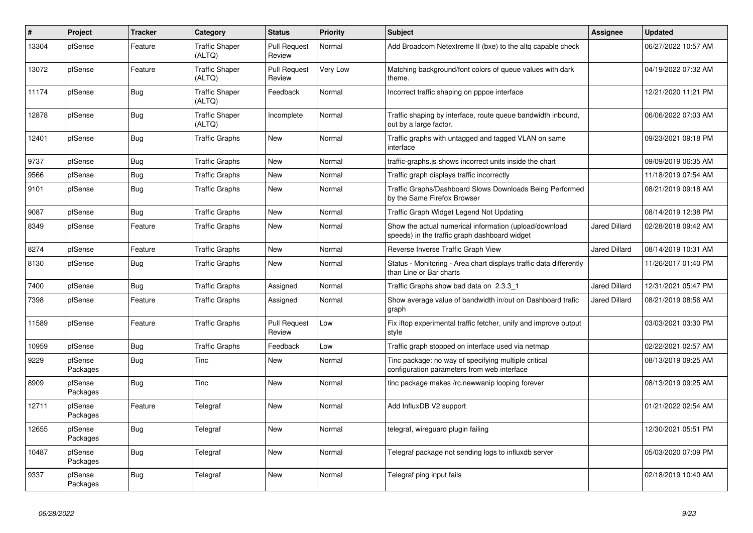| # | Project | Tracker | Category | Status | Priority | Subject | Assignee | Updated |
|---|---|---|---|---|---|---|---|---|
| 13304 | pfSense | Feature | Traffic Shaper (ALTQ) | Pull Request Review | Normal | Add Broadcom Netextreme II (bxe) to the altq capable check | | 06/27/2022 10:57 AM |
| 13072 | pfSense | Feature | Traffic Shaper (ALTQ) | Pull Request Review | Very Low | Matching background/font colors of queue values with dark theme. | | 04/19/2022 07:32 AM |
| 11174 | pfSense | Bug | Traffic Shaper (ALTQ) | Feedback | Normal | Incorrect traffic shaping on pppoe interface | | 12/21/2020 11:21 PM |
| 12878 | pfSense | Bug | Traffic Shaper (ALTQ) | Incomplete | Normal | Traffic shaping by interface, route queue bandwidth inbound, out by a large factor. | | 06/06/2022 07:03 AM |
| 12401 | pfSense | Bug | Traffic Graphs | New | Normal | Traffic graphs with untagged and tagged VLAN on same interface | | 09/23/2021 09:18 PM |
| 9737 | pfSense | Bug | Traffic Graphs | New | Normal | traffic-graphs.js shows incorrect units inside the chart | | 09/09/2019 06:35 AM |
| 9566 | pfSense | Bug | Traffic Graphs | New | Normal | Traffic graph displays traffic incorrectly | | 11/18/2019 07:54 AM |
| 9101 | pfSense | Bug | Traffic Graphs | New | Normal | Traffic Graphs/Dashboard Slows Downloads Being Performed by the Same Firefox Browser | | 08/21/2019 09:18 AM |
| 9087 | pfSense | Bug | Traffic Graphs | New | Normal | Traffic Graph Widget Legend Not Updating | | 08/14/2019 12:38 PM |
| 8349 | pfSense | Feature | Traffic Graphs | New | Normal | Show the actual numerical information (upload/download speeds) in the traffic graph dashboard widget | Jared Dillard | 02/28/2018 09:42 AM |
| 8274 | pfSense | Feature | Traffic Graphs | New | Normal | Reverse Inverse Traffic Graph View | Jared Dillard | 08/14/2019 10:31 AM |
| 8130 | pfSense | Bug | Traffic Graphs | New | Normal | Status - Monitoring - Area chart displays traffic data differently than Line or Bar charts | | 11/26/2017 01:40 PM |
| 7400 | pfSense | Bug | Traffic Graphs | Assigned | Normal | Traffic Graphs show bad data on 2.3.3_1 | Jared Dillard | 12/31/2021 05:47 PM |
| 7398 | pfSense | Feature | Traffic Graphs | Assigned | Normal | Show average value of bandwidth in/out on Dashboard trafic graph | Jared Dillard | 08/21/2019 08:56 AM |
| 11589 | pfSense | Feature | Traffic Graphs | Pull Request Review | Low | Fix iftop experimental traffic fetcher, unify and improve output style | | 03/03/2021 03:30 PM |
| 10959 | pfSense | Bug | Traffic Graphs | Feedback | Low | Traffic graph stopped on interface used via netmap | | 02/22/2021 02:57 AM |
| 9229 | pfSense Packages | Bug | Tinc | New | Normal | Tinc package: no way of specifying multiple critical configuration parameters from web interface | | 08/13/2019 09:25 AM |
| 8909 | pfSense Packages | Bug | Tinc | New | Normal | tinc package makes /rc.newwanip looping forever | | 08/13/2019 09:25 AM |
| 12711 | pfSense Packages | Feature | Telegraf | New | Normal | Add InfluxDB V2 support | | 01/21/2022 02:54 AM |
| 12655 | pfSense Packages | Bug | Telegraf | New | Normal | telegraf, wireguard plugin failing | | 12/30/2021 05:51 PM |
| 10487 | pfSense Packages | Bug | Telegraf | New | Normal | Telegraf package not sending logs to influxdb server | | 05/03/2020 07:09 PM |
| 9337 | pfSense Packages | Bug | Telegraf | New | Normal | Telegraf ping input fails | | 02/18/2019 10:40 AM |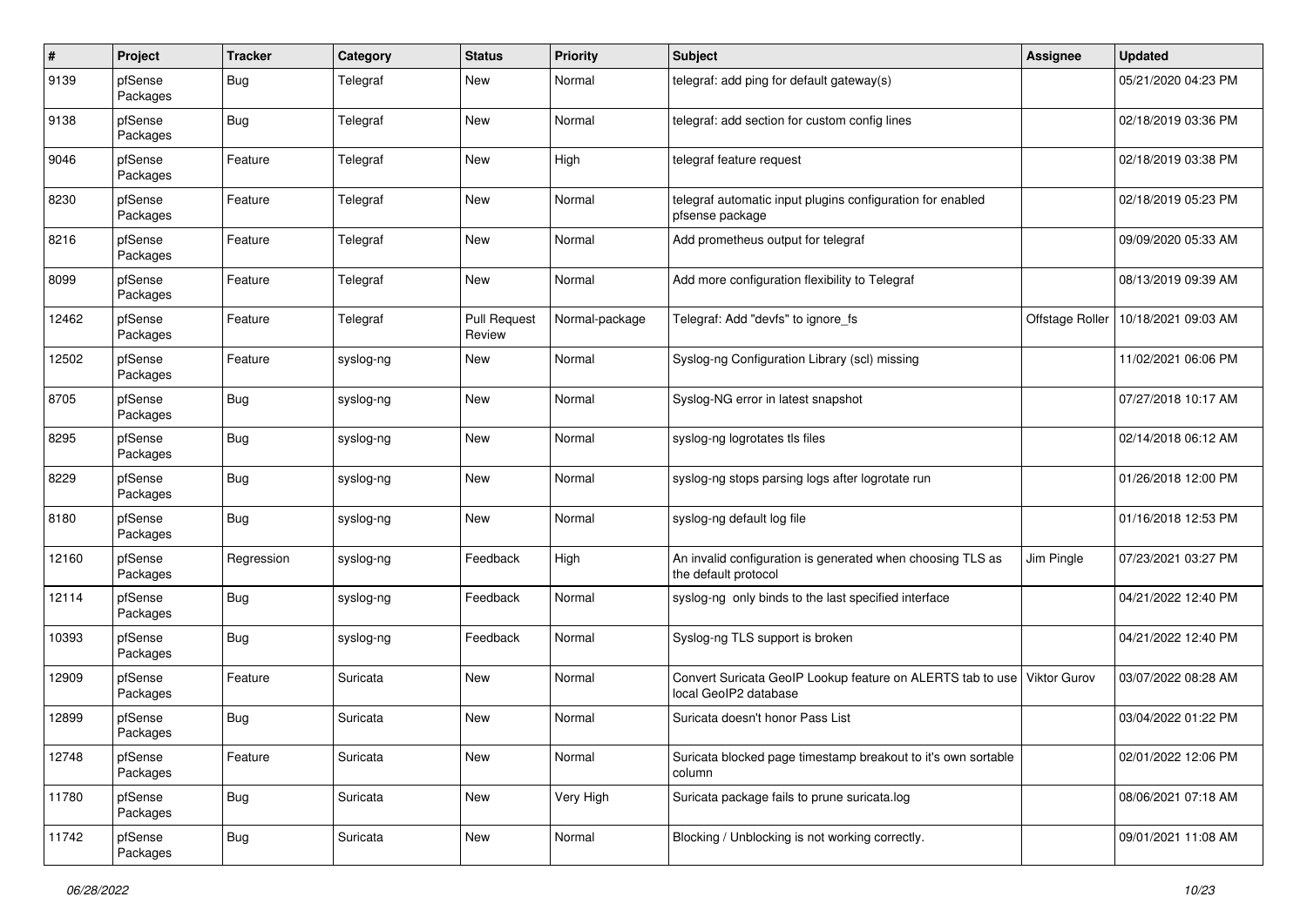| # | Project | Tracker | Category | Status | Priority | Subject | Assignee | Updated |
|---|---|---|---|---|---|---|---|---|
| 9139 | pfSense Packages | Bug | Telegraf | New | Normal | telegraf: add ping for default gateway(s) | | 05/21/2020 04:23 PM |
| 9138 | pfSense Packages | Bug | Telegraf | New | Normal | telegraf: add section for custom config lines | | 02/18/2019 03:36 PM |
| 9046 | pfSense Packages | Feature | Telegraf | New | High | telegraf feature request | | 02/18/2019 03:38 PM |
| 8230 | pfSense Packages | Feature | Telegraf | New | Normal | telegraf automatic input plugins configuration for enabled pfsense package | | 02/18/2019 05:23 PM |
| 8216 | pfSense Packages | Feature | Telegraf | New | Normal | Add prometheus output for telegraf | | 09/09/2020 05:33 AM |
| 8099 | pfSense Packages | Feature | Telegraf | New | Normal | Add more configuration flexibility to Telegraf | | 08/13/2019 09:39 AM |
| 12462 | pfSense Packages | Feature | Telegraf | Pull Request Review | Normal-package | Telegraf: Add "devfs" to ignore_fs | Offstage Roller | 10/18/2021 09:03 AM |
| 12502 | pfSense Packages | Feature | syslog-ng | New | Normal | Syslog-ng Configuration Library (scl) missing | | 11/02/2021 06:06 PM |
| 8705 | pfSense Packages | Bug | syslog-ng | New | Normal | Syslog-NG error in latest snapshot | | 07/27/2018 10:17 AM |
| 8295 | pfSense Packages | Bug | syslog-ng | New | Normal | syslog-ng logrotates tls files | | 02/14/2018 06:12 AM |
| 8229 | pfSense Packages | Bug | syslog-ng | New | Normal | syslog-ng stops parsing logs after logrotate run | | 01/26/2018 12:00 PM |
| 8180 | pfSense Packages | Bug | syslog-ng | New | Normal | syslog-ng default log file | | 01/16/2018 12:53 PM |
| 12160 | pfSense Packages | Regression | syslog-ng | Feedback | High | An invalid configuration is generated when choosing TLS as the default protocol | Jim Pingle | 07/23/2021 03:27 PM |
| 12114 | pfSense Packages | Bug | syslog-ng | Feedback | Normal | syslog-ng only binds to the last specified interface | | 04/21/2022 12:40 PM |
| 10393 | pfSense Packages | Bug | syslog-ng | Feedback | Normal | Syslog-ng TLS support is broken | | 04/21/2022 12:40 PM |
| 12909 | pfSense Packages | Feature | Suricata | New | Normal | Convert Suricata GeoIP Lookup feature on ALERTS tab to use local GeoIP2 database | Viktor Gurov | 03/07/2022 08:28 AM |
| 12899 | pfSense Packages | Bug | Suricata | New | Normal | Suricata doesn't honor Pass List | | 03/04/2022 01:22 PM |
| 12748 | pfSense Packages | Feature | Suricata | New | Normal | Suricata blocked page timestamp breakout to it's own sortable column | | 02/01/2022 12:06 PM |
| 11780 | pfSense Packages | Bug | Suricata | New | Very High | Suricata package fails to prune suricata.log | | 08/06/2021 07:18 AM |
| 11742 | pfSense Packages | Bug | Suricata | New | Normal | Blocking / Unblocking is not working correctly. | | 09/01/2021 11:08 AM |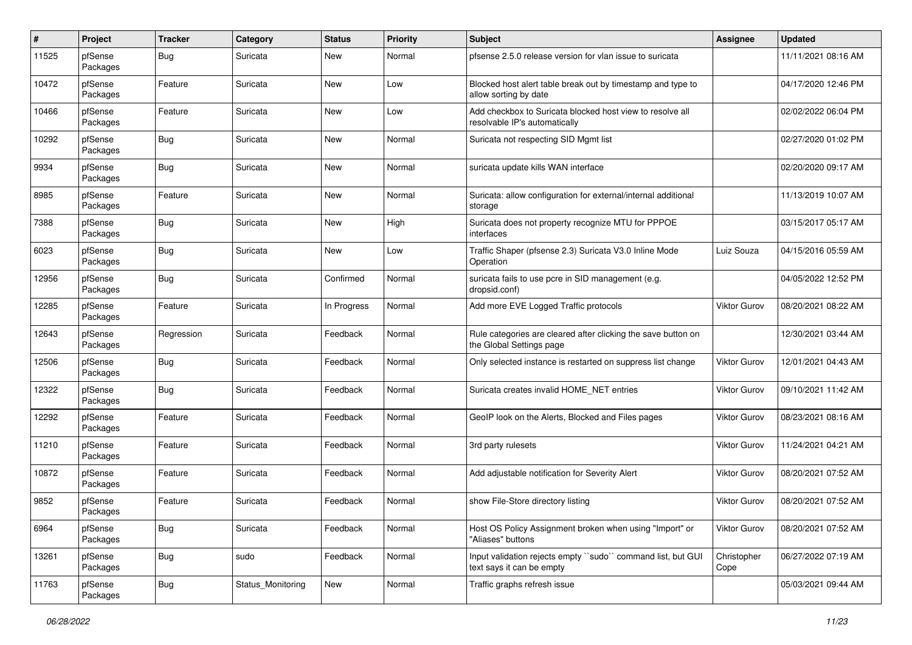| # | Project | Tracker | Category | Status | Priority | Subject | Assignee | Updated |
|---|---|---|---|---|---|---|---|---|
| 11525 | pfSense Packages | Bug | Suricata | New | Normal | pfsense 2.5.0 release version for vlan issue to suricata | | 11/11/2021 08:16 AM |
| 10472 | pfSense Packages | Feature | Suricata | New | Low | Blocked host alert table break out by timestamp and type to allow sorting by date | | 04/17/2020 12:46 PM |
| 10466 | pfSense Packages | Feature | Suricata | New | Low | Add checkbox to Suricata blocked host view to resolve all resolvable IP's automatically | | 02/02/2022 06:04 PM |
| 10292 | pfSense Packages | Bug | Suricata | New | Normal | Suricata not respecting SID Mgmt list | | 02/27/2020 01:02 PM |
| 9934 | pfSense Packages | Bug | Suricata | New | Normal | suricata update kills WAN interface | | 02/20/2020 09:17 AM |
| 8985 | pfSense Packages | Feature | Suricata | New | Normal | Suricata: allow configuration for external/internal additional storage | | 11/13/2019 10:07 AM |
| 7388 | pfSense Packages | Bug | Suricata | New | High | Suricata does not property recognize MTU for PPPOE interfaces | | 03/15/2017 05:17 AM |
| 6023 | pfSense Packages | Bug | Suricata | New | Low | Traffic Shaper (pfsense 2.3) Suricata V3.0 Inline Mode Operation | Luiz Souza | 04/15/2016 05:59 AM |
| 12956 | pfSense Packages | Bug | Suricata | Confirmed | Normal | suricata fails to use pcre in SID management (e.g. dropsid.conf) | | 04/05/2022 12:52 PM |
| 12285 | pfSense Packages | Feature | Suricata | In Progress | Normal | Add more EVE Logged Traffic protocols | Viktor Gurov | 08/20/2021 08:22 AM |
| 12643 | pfSense Packages | Regression | Suricata | Feedback | Normal | Rule categories are cleared after clicking the save button on the Global Settings page | | 12/30/2021 03:44 AM |
| 12506 | pfSense Packages | Bug | Suricata | Feedback | Normal | Only selected instance is restarted on suppress list change | Viktor Gurov | 12/01/2021 04:43 AM |
| 12322 | pfSense Packages | Bug | Suricata | Feedback | Normal | Suricata creates invalid HOME_NET entries | Viktor Gurov | 09/10/2021 11:42 AM |
| 12292 | pfSense Packages | Feature | Suricata | Feedback | Normal | GeoIP look on the Alerts, Blocked and Files pages | Viktor Gurov | 08/23/2021 08:16 AM |
| 11210 | pfSense Packages | Feature | Suricata | Feedback | Normal | 3rd party rulesets | Viktor Gurov | 11/24/2021 04:21 AM |
| 10872 | pfSense Packages | Feature | Suricata | Feedback | Normal | Add adjustable notification for Severity Alert | Viktor Gurov | 08/20/2021 07:52 AM |
| 9852 | pfSense Packages | Feature | Suricata | Feedback | Normal | show File-Store directory listing | Viktor Gurov | 08/20/2021 07:52 AM |
| 6964 | pfSense Packages | Bug | Suricata | Feedback | Normal | Host OS Policy Assignment broken when using "Import" or "Aliases" buttons | Viktor Gurov | 08/20/2021 07:52 AM |
| 13261 | pfSense Packages | Bug | sudo | Feedback | Normal | Input validation rejects empty ``sudo`` command list, but GUI text says it can be empty | Christopher Cope | 06/27/2022 07:19 AM |
| 11763 | pfSense Packages | Bug | Status_Monitoring | New | Normal | Traffic graphs refresh issue | | 05/03/2021 09:44 AM |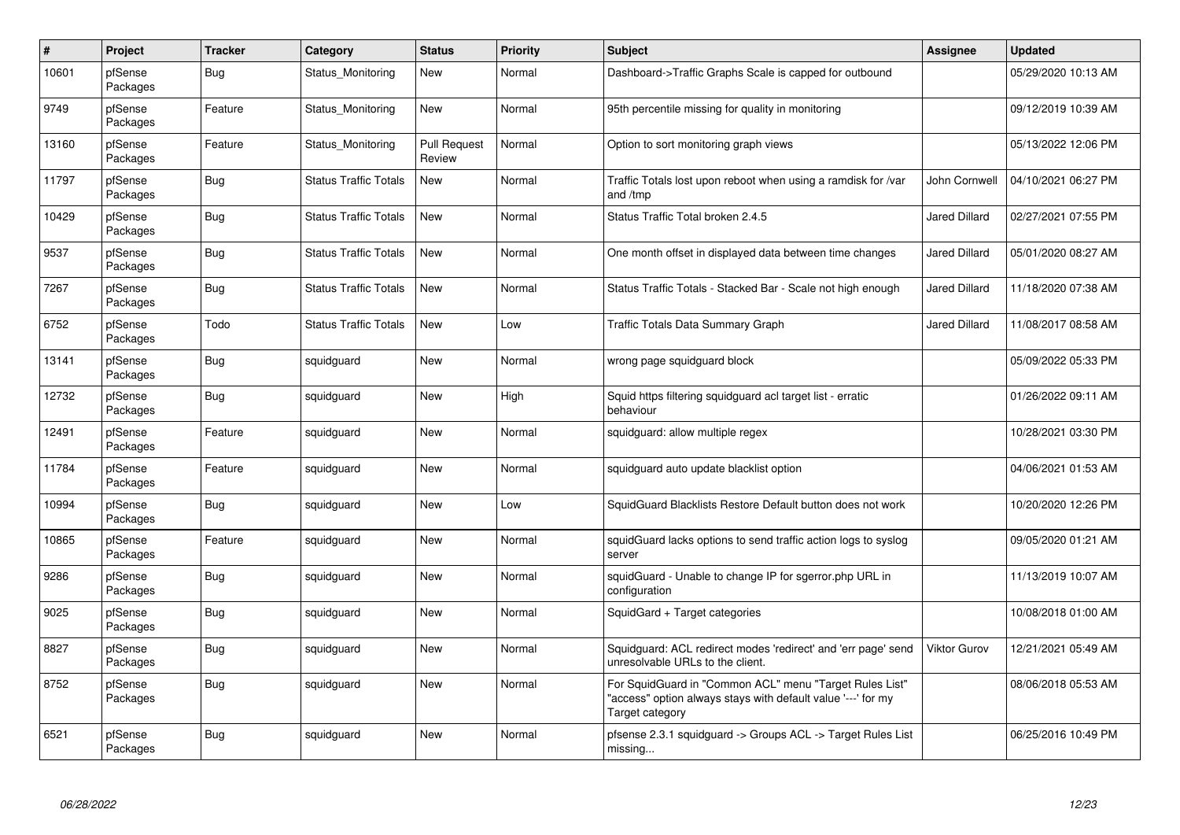| # | Project | Tracker | Category | Status | Priority | Subject | Assignee | Updated |
|---|---|---|---|---|---|---|---|---|
| 10601 | pfSense Packages | Bug | Status_Monitoring | New | Normal | Dashboard->Traffic Graphs Scale is capped for outbound | | 05/29/2020 10:13 AM |
| 9749 | pfSense Packages | Feature | Status_Monitoring | New | Normal | 95th percentile missing for quality in monitoring | | 09/12/2019 10:39 AM |
| 13160 | pfSense Packages | Feature | Status_Monitoring | Pull Request Review | Normal | Option to sort monitoring graph views | | 05/13/2022 12:06 PM |
| 11797 | pfSense Packages | Bug | Status Traffic Totals | New | Normal | Traffic Totals lost upon reboot when using a ramdisk for /var and /tmp | John Cornwell | 04/10/2021 06:27 PM |
| 10429 | pfSense Packages | Bug | Status Traffic Totals | New | Normal | Status Traffic Total broken 2.4.5 | Jared Dillard | 02/27/2021 07:55 PM |
| 9537 | pfSense Packages | Bug | Status Traffic Totals | New | Normal | One month offset in displayed data between time changes | Jared Dillard | 05/01/2020 08:27 AM |
| 7267 | pfSense Packages | Bug | Status Traffic Totals | New | Normal | Status Traffic Totals - Stacked Bar - Scale not high enough | Jared Dillard | 11/18/2020 07:38 AM |
| 6752 | pfSense Packages | Todo | Status Traffic Totals | New | Low | Traffic Totals Data Summary Graph | Jared Dillard | 11/08/2017 08:58 AM |
| 13141 | pfSense Packages | Bug | squidguard | New | Normal | wrong page squidguard block | | 05/09/2022 05:33 PM |
| 12732 | pfSense Packages | Bug | squidguard | New | High | Squid https filtering squidguard acl target list - erratic behaviour | | 01/26/2022 09:11 AM |
| 12491 | pfSense Packages | Feature | squidguard | New | Normal | squidguard: allow multiple regex | | 10/28/2021 03:30 PM |
| 11784 | pfSense Packages | Feature | squidguard | New | Normal | squidguard auto update blacklist option | | 04/06/2021 01:53 AM |
| 10994 | pfSense Packages | Bug | squidguard | New | Low | SquidGuard Blacklists Restore Default button does not work | | 10/20/2020 12:26 PM |
| 10865 | pfSense Packages | Feature | squidguard | New | Normal | squidGuard lacks options to send traffic action logs to syslog server | | 09/05/2020 01:21 AM |
| 9286 | pfSense Packages | Bug | squidguard | New | Normal | squidGuard - Unable to change IP for sgerror.php URL in configuration | | 11/13/2019 10:07 AM |
| 9025 | pfSense Packages | Bug | squidguard | New | Normal | SquidGard + Target categories | | 10/08/2018 01:00 AM |
| 8827 | pfSense Packages | Bug | squidguard | New | Normal | Squidguard: ACL redirect modes 'redirect' and 'err page' send unresolvable URLs to the client. | Viktor Gurov | 12/21/2021 05:49 AM |
| 8752 | pfSense Packages | Bug | squidguard | New | Normal | For SquidGuard in "Common ACL" menu "Target Rules List" "access" option always stays with default value '---' for my Target category | | 08/06/2018 05:53 AM |
| 6521 | pfSense Packages | Bug | squidguard | New | Normal | pfsense 2.3.1 squidguard -> Groups ACL -> Target Rules List missing... | | 06/25/2016 10:49 PM |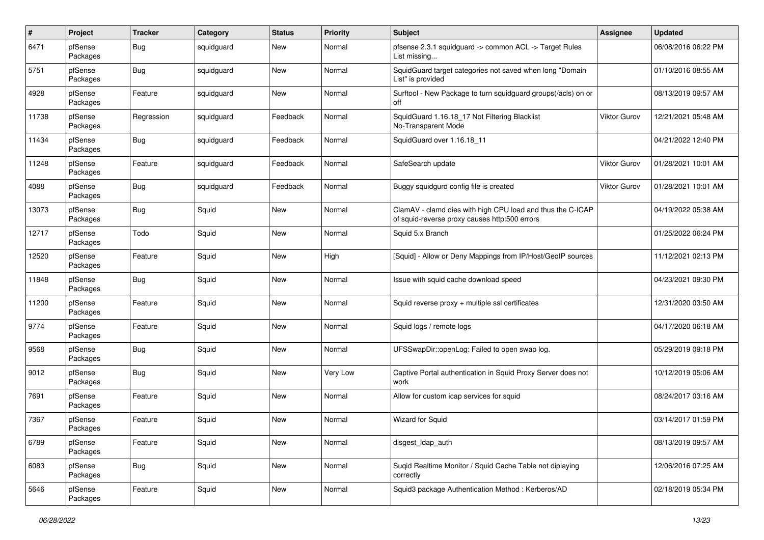| # | Project | Tracker | Category | Status | Priority | Subject | Assignee | Updated |
|---|---|---|---|---|---|---|---|---|
| 6471 | pfSense Packages | Bug | squidguard | New | Normal | pfsense 2.3.1 squidguard -> common ACL -> Target Rules List missing... | | 06/08/2016 06:22 PM |
| 5751 | pfSense Packages | Bug | squidguard | New | Normal | SquidGuard target categories not saved when long "Domain List" is provided | | 01/10/2016 08:55 AM |
| 4928 | pfSense Packages | Feature | squidguard | New | Normal | Surftool - New Package to turn squidguard groups(/acls) on or off | | 08/13/2019 09:57 AM |
| 11738 | pfSense Packages | Regression | squidguard | Feedback | Normal | SquidGuard 1.16.18_17 Not Filtering Blacklist No-Transparent Mode | Viktor Gurov | 12/21/2021 05:48 AM |
| 11434 | pfSense Packages | Bug | squidguard | Feedback | Normal | SquidGuard over 1.16.18_11 | | 04/21/2022 12:40 PM |
| 11248 | pfSense Packages | Feature | squidguard | Feedback | Normal | SafeSearch update | Viktor Gurov | 01/28/2021 10:01 AM |
| 4088 | pfSense Packages | Bug | squidguard | Feedback | Normal | Buggy squidgurd config file is created | Viktor Gurov | 01/28/2021 10:01 AM |
| 13073 | pfSense Packages | Bug | Squid | New | Normal | ClamAV - clamd dies with high CPU load and thus the C-ICAP of squid-reverse proxy causes http:500 errors | | 04/19/2022 05:38 AM |
| 12717 | pfSense Packages | Todo | Squid | New | Normal | Squid 5.x Branch | | 01/25/2022 06:24 PM |
| 12520 | pfSense Packages | Feature | Squid | New | High | [Squid] - Allow or Deny Mappings from IP/Host/GeoIP sources | | 11/12/2021 02:13 PM |
| 11848 | pfSense Packages | Bug | Squid | New | Normal | Issue with squid cache download speed | | 04/23/2021 09:30 PM |
| 11200 | pfSense Packages | Feature | Squid | New | Normal | Squid reverse proxy + multiple ssl certificates | | 12/31/2020 03:50 AM |
| 9774 | pfSense Packages | Feature | Squid | New | Normal | Squid logs / remote logs | | 04/17/2020 06:18 AM |
| 9568 | pfSense Packages | Bug | Squid | New | Normal | UFSSwapDir::openLog: Failed to open swap log. | | 05/29/2019 09:18 PM |
| 9012 | pfSense Packages | Bug | Squid | New | Very Low | Captive Portal authentication in Squid Proxy Server does not work | | 10/12/2019 05:06 AM |
| 7691 | pfSense Packages | Feature | Squid | New | Normal | Allow for custom icap services for squid | | 08/24/2017 03:16 AM |
| 7367 | pfSense Packages | Feature | Squid | New | Normal | Wizard for Squid | | 03/14/2017 01:59 PM |
| 6789 | pfSense Packages | Feature | Squid | New | Normal | disgest_ldap_auth | | 08/13/2019 09:57 AM |
| 6083 | pfSense Packages | Bug | Squid | New | Normal | Suqid Realtime Monitor / Squid Cache Table not diplaying correctly | | 12/06/2016 07:25 AM |
| 5646 | pfSense Packages | Feature | Squid | New | Normal | Squid3 package Authentication Method : Kerberos/AD | | 02/18/2019 05:34 PM |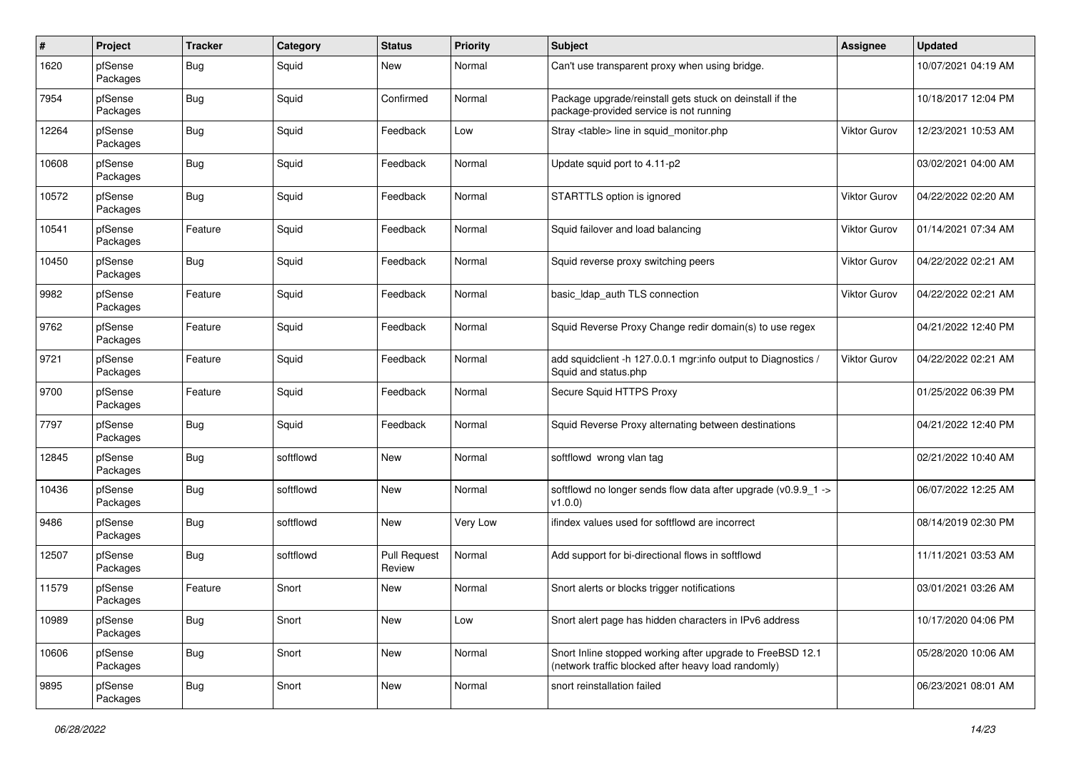| # | Project | Tracker | Category | Status | Priority | Subject | Assignee | Updated |
| --- | --- | --- | --- | --- | --- | --- | --- | --- |
| 1620 | pfSense Packages | Bug | Squid | New | Normal | Can't use transparent proxy when using bridge. | | 10/07/2021 04:19 AM |
| 7954 | pfSense Packages | Bug | Squid | Confirmed | Normal | Package upgrade/reinstall gets stuck on deinstall if the package-provided service is not running | | 10/18/2017 12:04 PM |
| 12264 | pfSense Packages | Bug | Squid | Feedback | Low | Stray <table> line in squid_monitor.php | Viktor Gurov | 12/23/2021 10:53 AM |
| 10608 | pfSense Packages | Bug | Squid | Feedback | Normal | Update squid port to 4.11-p2 | | 03/02/2021 04:00 AM |
| 10572 | pfSense Packages | Bug | Squid | Feedback | Normal | STARTTLS option is ignored | Viktor Gurov | 04/22/2022 02:20 AM |
| 10541 | pfSense Packages | Feature | Squid | Feedback | Normal | Squid failover and load balancing | Viktor Gurov | 01/14/2021 07:34 AM |
| 10450 | pfSense Packages | Bug | Squid | Feedback | Normal | Squid reverse proxy switching peers | Viktor Gurov | 04/22/2022 02:21 AM |
| 9982 | pfSense Packages | Feature | Squid | Feedback | Normal | basic_ldap_auth TLS connection | Viktor Gurov | 04/22/2022 02:21 AM |
| 9762 | pfSense Packages | Feature | Squid | Feedback | Normal | Squid Reverse Proxy Change redir domain(s) to use regex | | 04/21/2022 12:40 PM |
| 9721 | pfSense Packages | Feature | Squid | Feedback | Normal | add squidclient -h 127.0.0.1 mgr:info output to Diagnostics / Squid and status.php | Viktor Gurov | 04/22/2022 02:21 AM |
| 9700 | pfSense Packages | Feature | Squid | Feedback | Normal | Secure Squid HTTPS Proxy | | 01/25/2022 06:39 PM |
| 7797 | pfSense Packages | Bug | Squid | Feedback | Normal | Squid Reverse Proxy alternating between destinations | | 04/21/2022 12:40 PM |
| 12845 | pfSense Packages | Bug | softflowd | New | Normal | softflowd wrong vlan tag | | 02/21/2022 10:40 AM |
| 10436 | pfSense Packages | Bug | softflowd | New | Normal | softflowd no longer sends flow data after upgrade (v0.9.9_1 -> v1.0.0) | | 06/07/2022 12:25 AM |
| 9486 | pfSense Packages | Bug | softflowd | New | Very Low | ifindex values used for softflowd are incorrect | | 08/14/2019 02:30 PM |
| 12507 | pfSense Packages | Bug | softflowd | Pull Request Review | Normal | Add support for bi-directional flows in softflowd | | 11/11/2021 03:53 AM |
| 11579 | pfSense Packages | Feature | Snort | New | Normal | Snort alerts or blocks trigger notifications | | 03/01/2021 03:26 AM |
| 10989 | pfSense Packages | Bug | Snort | New | Low | Snort alert page has hidden characters in IPv6 address | | 10/17/2020 04:06 PM |
| 10606 | pfSense Packages | Bug | Snort | New | Normal | Snort Inline stopped working after upgrade to FreeBSD 12.1 (network traffic blocked after heavy load randomly) | | 05/28/2020 10:06 AM |
| 9895 | pfSense Packages | Bug | Snort | New | Normal | snort reinstallation failed | | 06/23/2021 08:01 AM |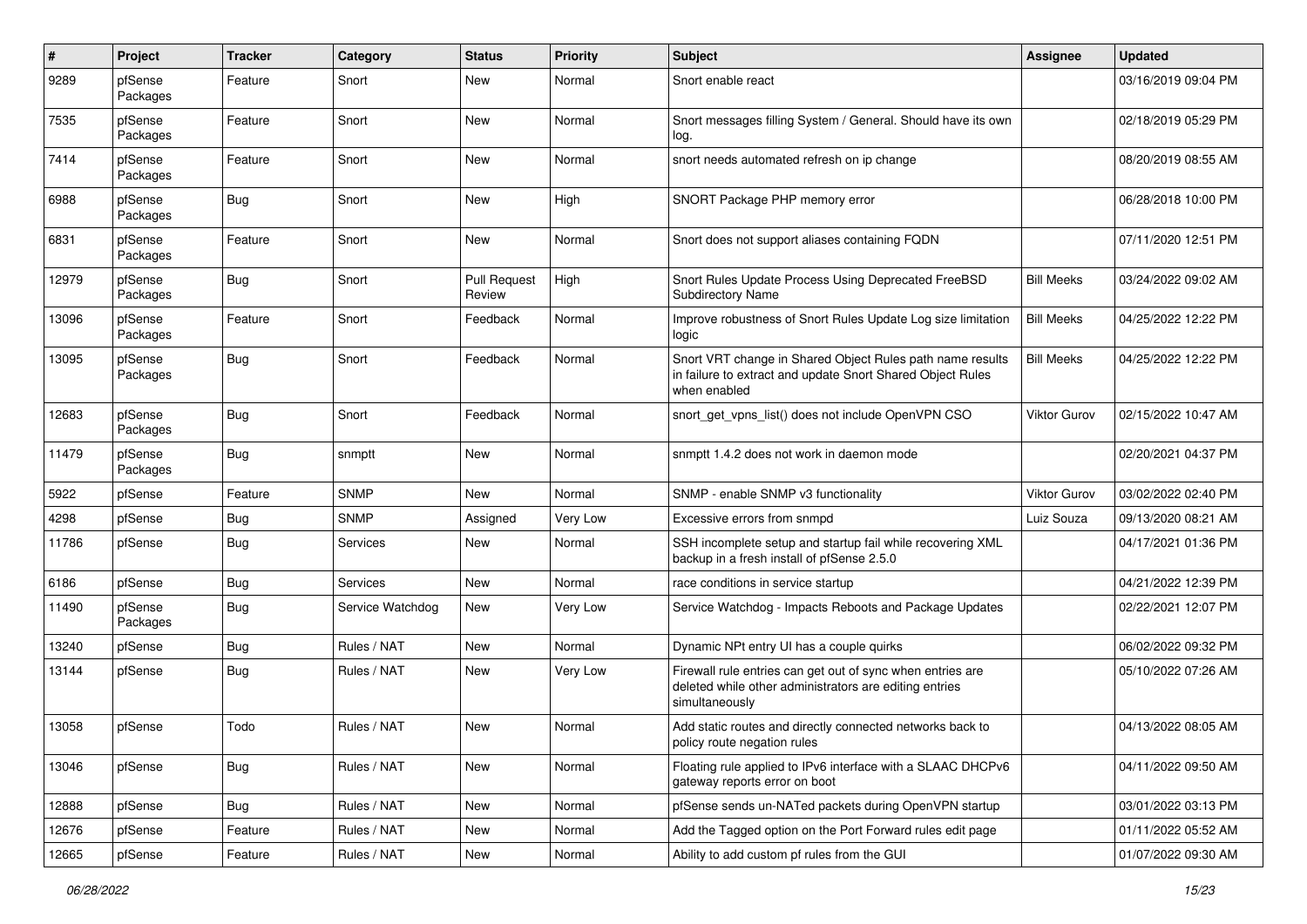| # | Project | Tracker | Category | Status | Priority | Subject | Assignee | Updated |
|---|---|---|---|---|---|---|---|---|
| 9289 | pfSense Packages | Feature | Snort | New | Normal | Snort enable react | | 03/16/2019 09:04 PM |
| 7535 | pfSense Packages | Feature | Snort | New | Normal | Snort messages filling System / General. Should have its own log. | | 02/18/2019 05:29 PM |
| 7414 | pfSense Packages | Feature | Snort | New | Normal | snort needs automated refresh on ip change | | 08/20/2019 08:55 AM |
| 6988 | pfSense Packages | Bug | Snort | New | High | SNORT Package PHP memory error | | 06/28/2018 10:00 PM |
| 6831 | pfSense Packages | Feature | Snort | New | Normal | Snort does not support aliases containing FQDN | | 07/11/2020 12:51 PM |
| 12979 | pfSense Packages | Bug | Snort | Pull Request Review | High | Snort Rules Update Process Using Deprecated FreeBSD Subdirectory Name | Bill Meeks | 03/24/2022 09:02 AM |
| 13096 | pfSense Packages | Feature | Snort | Feedback | Normal | Improve robustness of Snort Rules Update Log size limitation logic | Bill Meeks | 04/25/2022 12:22 PM |
| 13095 | pfSense Packages | Bug | Snort | Feedback | Normal | Snort VRT change in Shared Object Rules path name results in failure to extract and update Snort Shared Object Rules when enabled | Bill Meeks | 04/25/2022 12:22 PM |
| 12683 | pfSense Packages | Bug | Snort | Feedback | Normal | snort_get_vpns_list() does not include OpenVPN CSO | Viktor Gurov | 02/15/2022 10:47 AM |
| 11479 | pfSense Packages | Bug | snmptt | New | Normal | snmptt 1.4.2 does not work in daemon mode | | 02/20/2021 04:37 PM |
| 5922 | pfSense | Feature | SNMP | New | Normal | SNMP - enable SNMP v3 functionality | Viktor Gurov | 03/02/2022 02:40 PM |
| 4298 | pfSense | Bug | SNMP | Assigned | Very Low | Excessive errors from snmpd | Luiz Souza | 09/13/2020 08:21 AM |
| 11786 | pfSense | Bug | Services | New | Normal | SSH incomplete setup and startup fail while recovering XML backup in a fresh install of pfSense 2.5.0 | | 04/17/2021 01:36 PM |
| 6186 | pfSense | Bug | Services | New | Normal | race conditions in service startup | | 04/21/2022 12:39 PM |
| 11490 | pfSense Packages | Bug | Service Watchdog | New | Very Low | Service Watchdog - Impacts Reboots and Package Updates | | 02/22/2021 12:07 PM |
| 13240 | pfSense | Bug | Rules / NAT | New | Normal | Dynamic NPt entry UI has a couple quirks | | 06/02/2022 09:32 PM |
| 13144 | pfSense | Bug | Rules / NAT | New | Very Low | Firewall rule entries can get out of sync when entries are deleted while other administrators are editing entries simultaneously | | 05/10/2022 07:26 AM |
| 13058 | pfSense | Todo | Rules / NAT | New | Normal | Add static routes and directly connected networks back to policy route negation rules | | 04/13/2022 08:05 AM |
| 13046 | pfSense | Bug | Rules / NAT | New | Normal | Floating rule applied to IPv6 interface with a SLAAC DHCPv6 gateway reports error on boot | | 04/11/2022 09:50 AM |
| 12888 | pfSense | Bug | Rules / NAT | New | Normal | pfSense sends un-NATed packets during OpenVPN startup | | 03/01/2022 03:13 PM |
| 12676 | pfSense | Feature | Rules / NAT | New | Normal | Add the Tagged option on the Port Forward rules edit page | | 01/11/2022 05:52 AM |
| 12665 | pfSense | Feature | Rules / NAT | New | Normal | Ability to add custom pf rules from the GUI | | 01/07/2022 09:30 AM |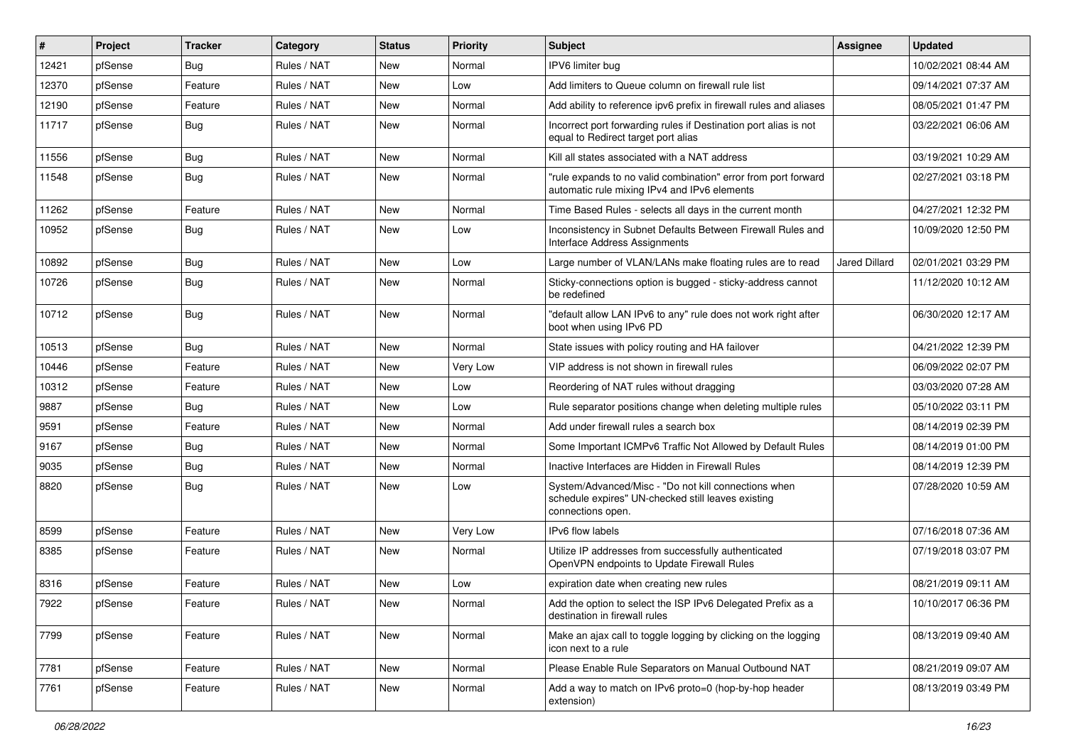| # | Project | Tracker | Category | Status | Priority | Subject | Assignee | Updated |
|---|---|---|---|---|---|---|---|---|
| 12421 | pfSense | Bug | Rules / NAT | New | Normal | IPV6 limiter bug | | 10/02/2021 08:44 AM |
| 12370 | pfSense | Feature | Rules / NAT | New | Low | Add limiters to Queue column on firewall rule list | | 09/14/2021 07:37 AM |
| 12190 | pfSense | Feature | Rules / NAT | New | Normal | Add ability to reference ipv6 prefix in firewall rules and aliases | | 08/05/2021 01:47 PM |
| 11717 | pfSense | Bug | Rules / NAT | New | Normal | Incorrect port forwarding rules if Destination port alias is not equal to Redirect target port alias | | 03/22/2021 06:06 AM |
| 11556 | pfSense | Bug | Rules / NAT | New | Normal | Kill all states associated with a NAT address | | 03/19/2021 10:29 AM |
| 11548 | pfSense | Bug | Rules / NAT | New | Normal | "rule expands to no valid combination" error from port forward automatic rule mixing IPv4 and IPv6 elements | | 02/27/2021 03:18 PM |
| 11262 | pfSense | Feature | Rules / NAT | New | Normal | Time Based Rules - selects all days in the current month | | 04/27/2021 12:32 PM |
| 10952 | pfSense | Bug | Rules / NAT | New | Low | Inconsistency in Subnet Defaults Between Firewall Rules and Interface Address Assignments | | 10/09/2020 12:50 PM |
| 10892 | pfSense | Bug | Rules / NAT | New | Low | Large number of VLAN/LANs make floating rules are to read | Jared Dillard | 02/01/2021 03:29 PM |
| 10726 | pfSense | Bug | Rules / NAT | New | Normal | Sticky-connections option is bugged - sticky-address cannot be redefined | | 11/12/2020 10:12 AM |
| 10712 | pfSense | Bug | Rules / NAT | New | Normal | "default allow LAN IPv6 to any" rule does not work right after boot when using IPv6 PD | | 06/30/2020 12:17 AM |
| 10513 | pfSense | Bug | Rules / NAT | New | Normal | State issues with policy routing and HA failover | | 04/21/2022 12:39 PM |
| 10446 | pfSense | Feature | Rules / NAT | New | Very Low | VIP address is not shown in firewall rules | | 06/09/2022 02:07 PM |
| 10312 | pfSense | Feature | Rules / NAT | New | Low | Reordering of NAT rules without dragging | | 03/03/2020 07:28 AM |
| 9887 | pfSense | Bug | Rules / NAT | New | Low | Rule separator positions change when deleting multiple rules | | 05/10/2022 03:11 PM |
| 9591 | pfSense | Feature | Rules / NAT | New | Normal | Add under firewall rules a search box | | 08/14/2019 02:39 PM |
| 9167 | pfSense | Bug | Rules / NAT | New | Normal | Some Important ICMPv6 Traffic Not Allowed by Default Rules | | 08/14/2019 01:00 PM |
| 9035 | pfSense | Bug | Rules / NAT | New | Normal | Inactive Interfaces are Hidden in Firewall Rules | | 08/14/2019 12:39 PM |
| 8820 | pfSense | Bug | Rules / NAT | New | Low | System/Advanced/Misc - "Do not kill connections when schedule expires" UN-checked still leaves existing connections open. | | 07/28/2020 10:59 AM |
| 8599 | pfSense | Feature | Rules / NAT | New | Very Low | IPv6 flow labels | | 07/16/2018 07:36 AM |
| 8385 | pfSense | Feature | Rules / NAT | New | Normal | Utilize IP addresses from successfully authenticated OpenVPN endpoints to Update Firewall Rules | | 07/19/2018 03:07 PM |
| 8316 | pfSense | Feature | Rules / NAT | New | Low | expiration date when creating new rules | | 08/21/2019 09:11 AM |
| 7922 | pfSense | Feature | Rules / NAT | New | Normal | Add the option to select the ISP IPv6 Delegated Prefix as a destination in firewall rules | | 10/10/2017 06:36 PM |
| 7799 | pfSense | Feature | Rules / NAT | New | Normal | Make an ajax call to toggle logging by clicking on the logging icon next to a rule | | 08/13/2019 09:40 AM |
| 7781 | pfSense | Feature | Rules / NAT | New | Normal | Please Enable Rule Separators on Manual Outbound NAT | | 08/21/2019 09:07 AM |
| 7761 | pfSense | Feature | Rules / NAT | New | Normal | Add a way to match on IPv6 proto=0 (hop-by-hop header extension) | | 08/13/2019 03:49 PM |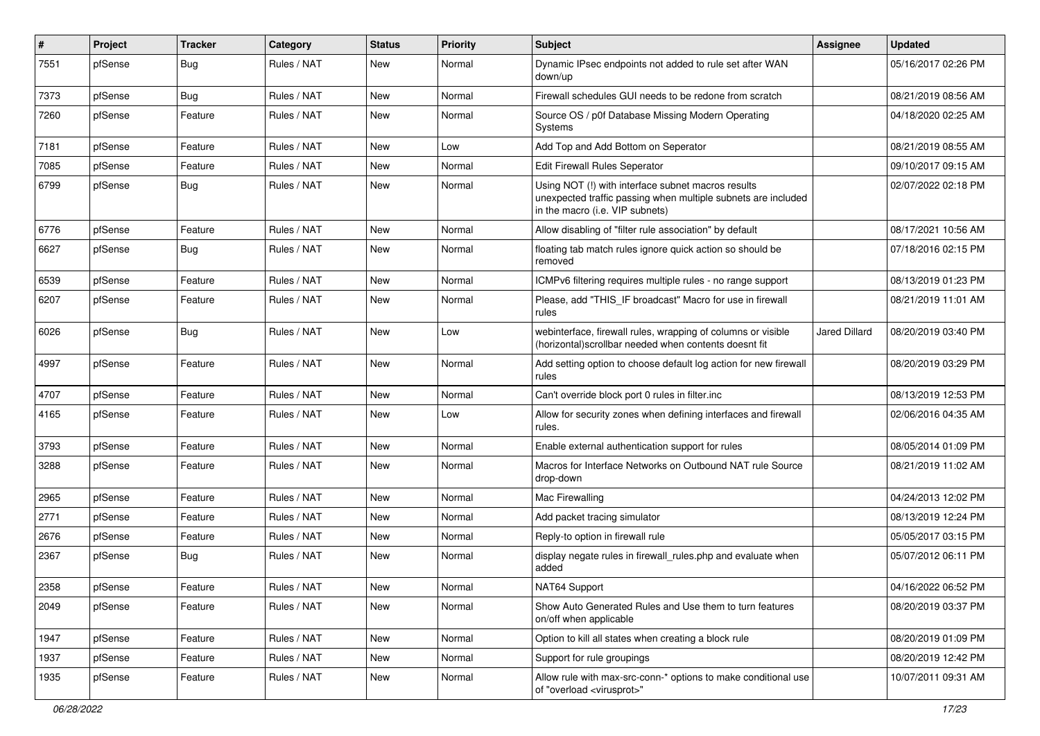| # | Project | Tracker | Category | Status | Priority | Subject | Assignee | Updated |
|---|---|---|---|---|---|---|---|---|
| 7551 | pfSense | Bug | Rules / NAT | New | Normal | Dynamic IPsec endpoints not added to rule set after WAN down/up | | 05/16/2017 02:26 PM |
| 7373 | pfSense | Bug | Rules / NAT | New | Normal | Firewall schedules GUI needs to be redone from scratch | | 08/21/2019 08:56 AM |
| 7260 | pfSense | Feature | Rules / NAT | New | Normal | Source OS / p0f Database Missing Modern Operating Systems | | 04/18/2020 02:25 AM |
| 7181 | pfSense | Feature | Rules / NAT | New | Low | Add Top and Add Bottom on Seperator | | 08/21/2019 08:55 AM |
| 7085 | pfSense | Feature | Rules / NAT | New | Normal | Edit Firewall Rules Seperator | | 09/10/2017 09:15 AM |
| 6799 | pfSense | Bug | Rules / NAT | New | Normal | Using NOT (!) with interface subnet macros results unexpected traffic passing when multiple subnets are included in the macro (i.e. VIP subnets) | | 02/07/2022 02:18 PM |
| 6776 | pfSense | Feature | Rules / NAT | New | Normal | Allow disabling of "filter rule association" by default | | 08/17/2021 10:56 AM |
| 6627 | pfSense | Bug | Rules / NAT | New | Normal | floating tab match rules ignore quick action so should be removed | | 07/18/2016 02:15 PM |
| 6539 | pfSense | Feature | Rules / NAT | New | Normal | ICMPv6 filtering requires multiple rules - no range support | | 08/13/2019 01:23 PM |
| 6207 | pfSense | Feature | Rules / NAT | New | Normal | Please, add "THIS_IF broadcast" Macro for use in firewall rules | | 08/21/2019 11:01 AM |
| 6026 | pfSense | Bug | Rules / NAT | New | Low | webinterface, firewall rules, wrapping of columns or visible (horizontal)scrollbar needed when contents doesnt fit | Jared Dillard | 08/20/2019 03:40 PM |
| 4997 | pfSense | Feature | Rules / NAT | New | Normal | Add setting option to choose default log action for new firewall rules | | 08/20/2019 03:29 PM |
| 4707 | pfSense | Feature | Rules / NAT | New | Normal | Can't override block port 0 rules in filter.inc | | 08/13/2019 12:53 PM |
| 4165 | pfSense | Feature | Rules / NAT | New | Low | Allow for security zones when defining interfaces and firewall rules. | | 02/06/2016 04:35 AM |
| 3793 | pfSense | Feature | Rules / NAT | New | Normal | Enable external authentication support for rules | | 08/05/2014 01:09 PM |
| 3288 | pfSense | Feature | Rules / NAT | New | Normal | Macros for Interface Networks on Outbound NAT rule Source drop-down | | 08/21/2019 11:02 AM |
| 2965 | pfSense | Feature | Rules / NAT | New | Normal | Mac Firewalling | | 04/24/2013 12:02 PM |
| 2771 | pfSense | Feature | Rules / NAT | New | Normal | Add packet tracing simulator | | 08/13/2019 12:24 PM |
| 2676 | pfSense | Feature | Rules / NAT | New | Normal | Reply-to option in firewall rule | | 05/05/2017 03:15 PM |
| 2367 | pfSense | Bug | Rules / NAT | New | Normal | display negate rules in firewall_rules.php and evaluate when added | | 05/07/2012 06:11 PM |
| 2358 | pfSense | Feature | Rules / NAT | New | Normal | NAT64 Support | | 04/16/2022 06:52 PM |
| 2049 | pfSense | Feature | Rules / NAT | New | Normal | Show Auto Generated Rules and Use them to turn features on/off when applicable | | 08/20/2019 03:37 PM |
| 1947 | pfSense | Feature | Rules / NAT | New | Normal | Option to kill all states when creating a block rule | | 08/20/2019 01:09 PM |
| 1937 | pfSense | Feature | Rules / NAT | New | Normal | Support for rule groupings | | 08/20/2019 12:42 PM |
| 1935 | pfSense | Feature | Rules / NAT | New | Normal | Allow rule with max-src-conn-* options to make conditional use of "overload <virusprot>" | | 10/07/2011 09:31 AM |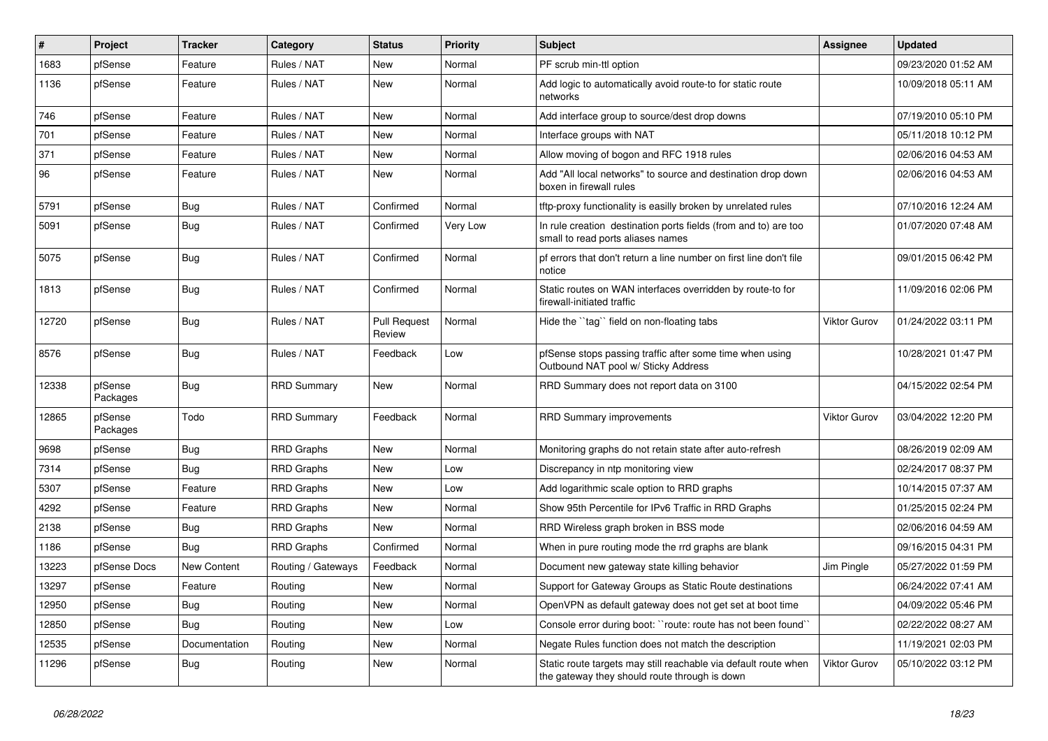| # | Project | Tracker | Category | Status | Priority | Subject | Assignee | Updated |
|---|---|---|---|---|---|---|---|---|
| 1683 | pfSense | Feature | Rules / NAT | New | Normal | PF scrub min-ttl option | | 09/23/2020 01:52 AM |
| 1136 | pfSense | Feature | Rules / NAT | New | Normal | Add logic to automatically avoid route-to for static route networks | | 10/09/2018 05:11 AM |
| 746 | pfSense | Feature | Rules / NAT | New | Normal | Add interface group to source/dest drop downs | | 07/19/2010 05:10 PM |
| 701 | pfSense | Feature | Rules / NAT | New | Normal | Interface groups with NAT | | 05/11/2018 10:12 PM |
| 371 | pfSense | Feature | Rules / NAT | New | Normal | Allow moving of bogon and RFC 1918 rules | | 02/06/2016 04:53 AM |
| 96 | pfSense | Feature | Rules / NAT | New | Normal | Add "All local networks" to source and destination drop down boxen in firewall rules | | 02/06/2016 04:53 AM |
| 5791 | pfSense | Bug | Rules / NAT | Confirmed | Normal | tftp-proxy functionality is easilly broken by unrelated rules | | 07/10/2016 12:24 AM |
| 5091 | pfSense | Bug | Rules / NAT | Confirmed | Very Low | In rule creation destination ports fields (from and to) are too small to read ports aliases names | | 01/07/2020 07:48 AM |
| 5075 | pfSense | Bug | Rules / NAT | Confirmed | Normal | pf errors that don't return a line number on first line don't file notice | | 09/01/2015 06:42 PM |
| 1813 | pfSense | Bug | Rules / NAT | Confirmed | Normal | Static routes on WAN interfaces overridden by route-to for firewall-initiated traffic | | 11/09/2016 02:06 PM |
| 12720 | pfSense | Bug | Rules / NAT | Pull Request Review | Normal | Hide the ``tag`` field on non-floating tabs | Viktor Gurov | 01/24/2022 03:11 PM |
| 8576 | pfSense | Bug | Rules / NAT | Feedback | Low | pfSense stops passing traffic after some time when using Outbound NAT pool w/ Sticky Address | | 10/28/2021 01:47 PM |
| 12338 | pfSense Packages | Bug | RRD Summary | New | Normal | RRD Summary does not report data on 3100 | | 04/15/2022 02:54 PM |
| 12865 | pfSense Packages | Todo | RRD Summary | Feedback | Normal | RRD Summary improvements | Viktor Gurov | 03/04/2022 12:20 PM |
| 9698 | pfSense | Bug | RRD Graphs | New | Normal | Monitoring graphs do not retain state after auto-refresh | | 08/26/2019 02:09 AM |
| 7314 | pfSense | Bug | RRD Graphs | New | Low | Discrepancy in ntp monitoring view | | 02/24/2017 08:37 PM |
| 5307 | pfSense | Feature | RRD Graphs | New | Low | Add logarithmic scale option to RRD graphs | | 10/14/2015 07:37 AM |
| 4292 | pfSense | Feature | RRD Graphs | New | Normal | Show 95th Percentile for IPv6 Traffic in RRD Graphs | | 01/25/2015 02:24 PM |
| 2138 | pfSense | Bug | RRD Graphs | New | Normal | RRD Wireless graph broken in BSS mode | | 02/06/2016 04:59 AM |
| 1186 | pfSense | Bug | RRD Graphs | Confirmed | Normal | When in pure routing mode the rrd graphs are blank | | 09/16/2015 04:31 PM |
| 13223 | pfSense Docs | New Content | Routing / Gateways | Feedback | Normal | Document new gateway state killing behavior | Jim Pingle | 05/27/2022 01:59 PM |
| 13297 | pfSense | Feature | Routing | New | Normal | Support for Gateway Groups as Static Route destinations | | 06/24/2022 07:41 AM |
| 12950 | pfSense | Bug | Routing | New | Normal | OpenVPN as default gateway does not get set at boot time | | 04/09/2022 05:46 PM |
| 12850 | pfSense | Bug | Routing | New | Low | Console error during boot: ``route: route has not been found`` | | 02/22/2022 08:27 AM |
| 12535 | pfSense | Documentation | Routing | New | Normal | Negate Rules function does not match the description | | 11/19/2021 02:03 PM |
| 11296 | pfSense | Bug | Routing | New | Normal | Static route targets may still reachable via default route when the gateway they should route through is down | Viktor Gurov | 05/10/2022 03:12 PM |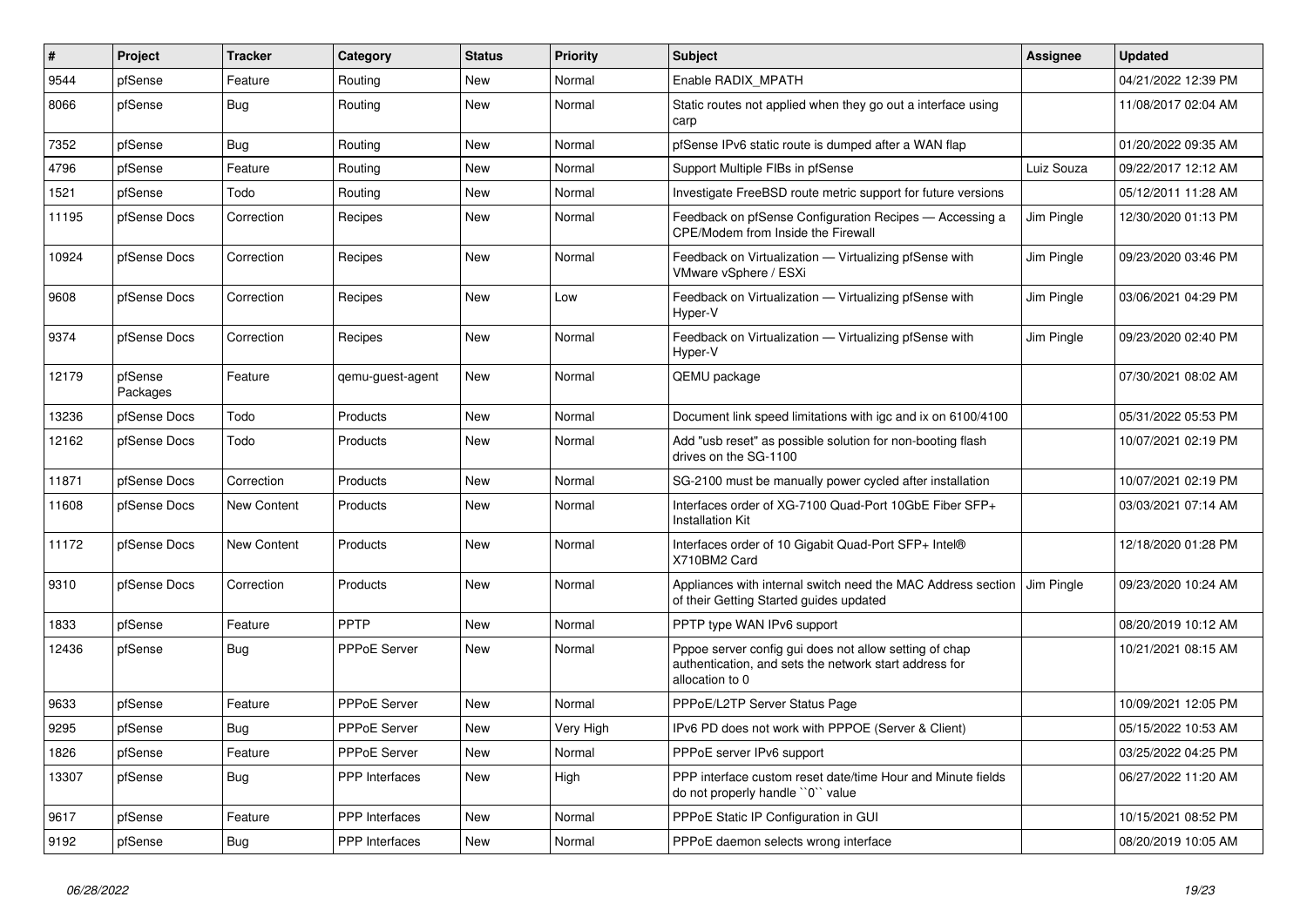| # | Project | Tracker | Category | Status | Priority | Subject | Assignee | Updated |
|---|---|---|---|---|---|---|---|---|
| 9544 | pfSense | Feature | Routing | New | Normal | Enable RADIX_MPATH | | 04/21/2022 12:39 PM |
| 8066 | pfSense | Bug | Routing | New | Normal | Static routes not applied when they go out a interface using carp | | 11/08/2017 02:04 AM |
| 7352 | pfSense | Bug | Routing | New | Normal | pfSense IPv6 static route is dumped after a WAN flap | | 01/20/2022 09:35 AM |
| 4796 | pfSense | Feature | Routing | New | Normal | Support Multiple FIBs in pfSense | Luiz Souza | 09/22/2017 12:12 AM |
| 1521 | pfSense | Todo | Routing | New | Normal | Investigate FreeBSD route metric support for future versions | | 05/12/2011 11:28 AM |
| 11195 | pfSense Docs | Correction | Recipes | New | Normal | Feedback on pfSense Configuration Recipes — Accessing a CPE/Modem from Inside the Firewall | Jim Pingle | 12/30/2020 01:13 PM |
| 10924 | pfSense Docs | Correction | Recipes | New | Normal | Feedback on Virtualization — Virtualizing pfSense with VMware vSphere / ESXi | Jim Pingle | 09/23/2020 03:46 PM |
| 9608 | pfSense Docs | Correction | Recipes | New | Low | Feedback on Virtualization — Virtualizing pfSense with Hyper-V | Jim Pingle | 03/06/2021 04:29 PM |
| 9374 | pfSense Docs | Correction | Recipes | New | Normal | Feedback on Virtualization — Virtualizing pfSense with Hyper-V | Jim Pingle | 09/23/2020 02:40 PM |
| 12179 | pfSense Packages | Feature | qemu-guest-agent | New | Normal | QEMU package | | 07/30/2021 08:02 AM |
| 13236 | pfSense Docs | Todo | Products | New | Normal | Document link speed limitations with igc and ix on 6100/4100 | | 05/31/2022 05:53 PM |
| 12162 | pfSense Docs | Todo | Products | New | Normal | Add "usb reset" as possible solution for non-booting flash drives on the SG-1100 | | 10/07/2021 02:19 PM |
| 11871 | pfSense Docs | Correction | Products | New | Normal | SG-2100 must be manually power cycled after installation | | 10/07/2021 02:19 PM |
| 11608 | pfSense Docs | New Content | Products | New | Normal | Interfaces order of XG-7100 Quad-Port 10GbE Fiber SFP+ Installation Kit | | 03/03/2021 07:14 AM |
| 11172 | pfSense Docs | New Content | Products | New | Normal | Interfaces order of 10 Gigabit Quad-Port SFP+ Intel® X710BM2 Card | | 12/18/2020 01:28 PM |
| 9310 | pfSense Docs | Correction | Products | New | Normal | Appliances with internal switch need the MAC Address section of their Getting Started guides updated | Jim Pingle | 09/23/2020 10:24 AM |
| 1833 | pfSense | Feature | PPTP | New | Normal | PPTP type WAN IPv6 support | | 08/20/2019 10:12 AM |
| 12436 | pfSense | Bug | PPPoE Server | New | Normal | Pppoe server config gui does not allow setting of chap authentication, and sets the network start address for allocation to 0 | | 10/21/2021 08:15 AM |
| 9633 | pfSense | Feature | PPPoE Server | New | Normal | PPPoE/L2TP Server Status Page | | 10/09/2021 12:05 PM |
| 9295 | pfSense | Bug | PPPoE Server | New | Very High | IPv6 PD does not work with PPPOE (Server & Client) | | 05/15/2022 10:53 AM |
| 1826 | pfSense | Feature | PPPoE Server | New | Normal | PPPoE server IPv6 support | | 03/25/2022 04:25 PM |
| 13307 | pfSense | Bug | PPP Interfaces | New | High | PPP interface custom reset date/time Hour and Minute fields do not properly handle ``0`` value | | 06/27/2022 11:20 AM |
| 9617 | pfSense | Feature | PPP Interfaces | New | Normal | PPPoE Static IP Configuration in GUI | | 10/15/2021 08:52 PM |
| 9192 | pfSense | Bug | PPP Interfaces | New | Normal | PPPoE daemon selects wrong interface | | 08/20/2019 10:05 AM |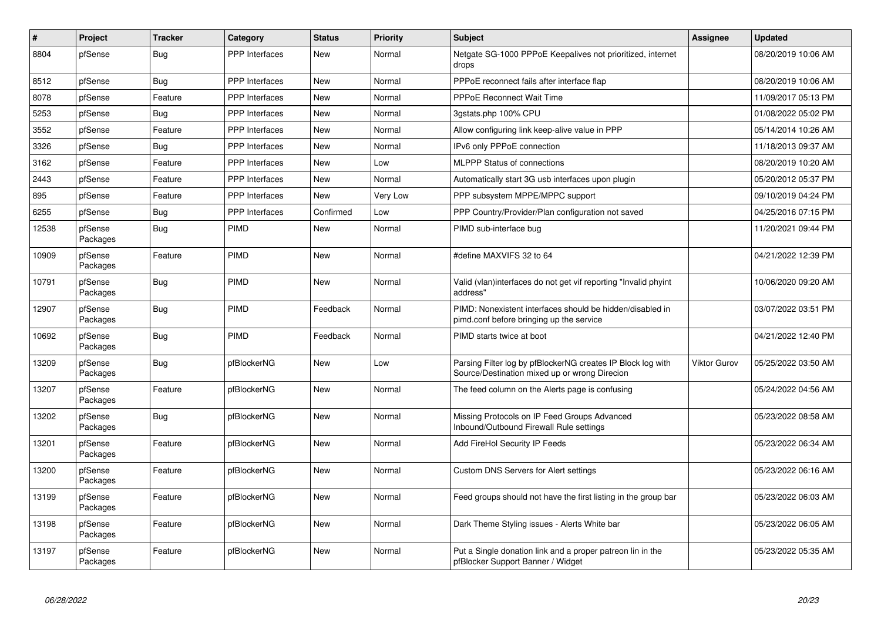| # | Project | Tracker | Category | Status | Priority | Subject | Assignee | Updated |
|---|---|---|---|---|---|---|---|---|
| 8804 | pfSense | Bug | PPP Interfaces | New | Normal | Netgate SG-1000 PPPoE Keepalives not prioritized, internet drops | | 08/20/2019 10:06 AM |
| 8512 | pfSense | Bug | PPP Interfaces | New | Normal | PPPoE reconnect fails after interface flap | | 08/20/2019 10:06 AM |
| 8078 | pfSense | Feature | PPP Interfaces | New | Normal | PPPoE Reconnect Wait Time | | 11/09/2017 05:13 PM |
| 5253 | pfSense | Bug | PPP Interfaces | New | Normal | 3gstats.php 100% CPU | | 01/08/2022 05:02 PM |
| 3552 | pfSense | Feature | PPP Interfaces | New | Normal | Allow configuring link keep-alive value in PPP | | 05/14/2014 10:26 AM |
| 3326 | pfSense | Bug | PPP Interfaces | New | Normal | IPv6 only PPPoE connection | | 11/18/2013 09:37 AM |
| 3162 | pfSense | Feature | PPP Interfaces | New | Low | MLPPP Status of connections | | 08/20/2019 10:20 AM |
| 2443 | pfSense | Feature | PPP Interfaces | New | Normal | Automatically start 3G usb interfaces upon plugin | | 05/20/2012 05:37 PM |
| 895 | pfSense | Feature | PPP Interfaces | New | Very Low | PPP subsystem MPPE/MPPC support | | 09/10/2019 04:24 PM |
| 6255 | pfSense | Bug | PPP Interfaces | Confirmed | Low | PPP Country/Provider/Plan configuration not saved | | 04/25/2016 07:15 PM |
| 12538 | pfSense Packages | Bug | PIMD | New | Normal | PIMD sub-interface bug | | 11/20/2021 09:44 PM |
| 10909 | pfSense Packages | Feature | PIMD | New | Normal | #define MAXVIFS 32 to 64 | | 04/21/2022 12:39 PM |
| 10791 | pfSense Packages | Bug | PIMD | New | Normal | Valid (vlan)interfaces do not get vif reporting "Invalid phyint address" | | 10/06/2020 09:20 AM |
| 12907 | pfSense Packages | Bug | PIMD | Feedback | Normal | PIMD: Nonexistent interfaces should be hidden/disabled in pimd.conf before bringing up the service | | 03/07/2022 03:51 PM |
| 10692 | pfSense Packages | Bug | PIMD | Feedback | Normal | PIMD starts twice at boot | | 04/21/2022 12:40 PM |
| 13209 | pfSense Packages | Bug | pfBlockerNG | New | Low | Parsing Filter log by pfBlockerNG creates IP Block log with Source/Destination mixed up or wrong Direcion | Viktor Gurov | 05/25/2022 03:50 AM |
| 13207 | pfSense Packages | Feature | pfBlockerNG | New | Normal | The feed column on the Alerts page is confusing | | 05/24/2022 04:56 AM |
| 13202 | pfSense Packages | Bug | pfBlockerNG | New | Normal | Missing Protocols on IP Feed Groups Advanced Inbound/Outbound Firewall Rule settings | | 05/23/2022 08:58 AM |
| 13201 | pfSense Packages | Feature | pfBlockerNG | New | Normal | Add FireHol Security IP Feeds | | 05/23/2022 06:34 AM |
| 13200 | pfSense Packages | Feature | pfBlockerNG | New | Normal | Custom DNS Servers for Alert settings | | 05/23/2022 06:16 AM |
| 13199 | pfSense Packages | Feature | pfBlockerNG | New | Normal | Feed groups should not have the first listing in the group bar | | 05/23/2022 06:03 AM |
| 13198 | pfSense Packages | Feature | pfBlockerNG | New | Normal | Dark Theme Styling issues - Alerts White bar | | 05/23/2022 06:05 AM |
| 13197 | pfSense Packages | Feature | pfBlockerNG | New | Normal | Put a Single donation link and a proper patreon lin in the pfBlocker Support Banner / Widget | | 05/23/2022 05:35 AM |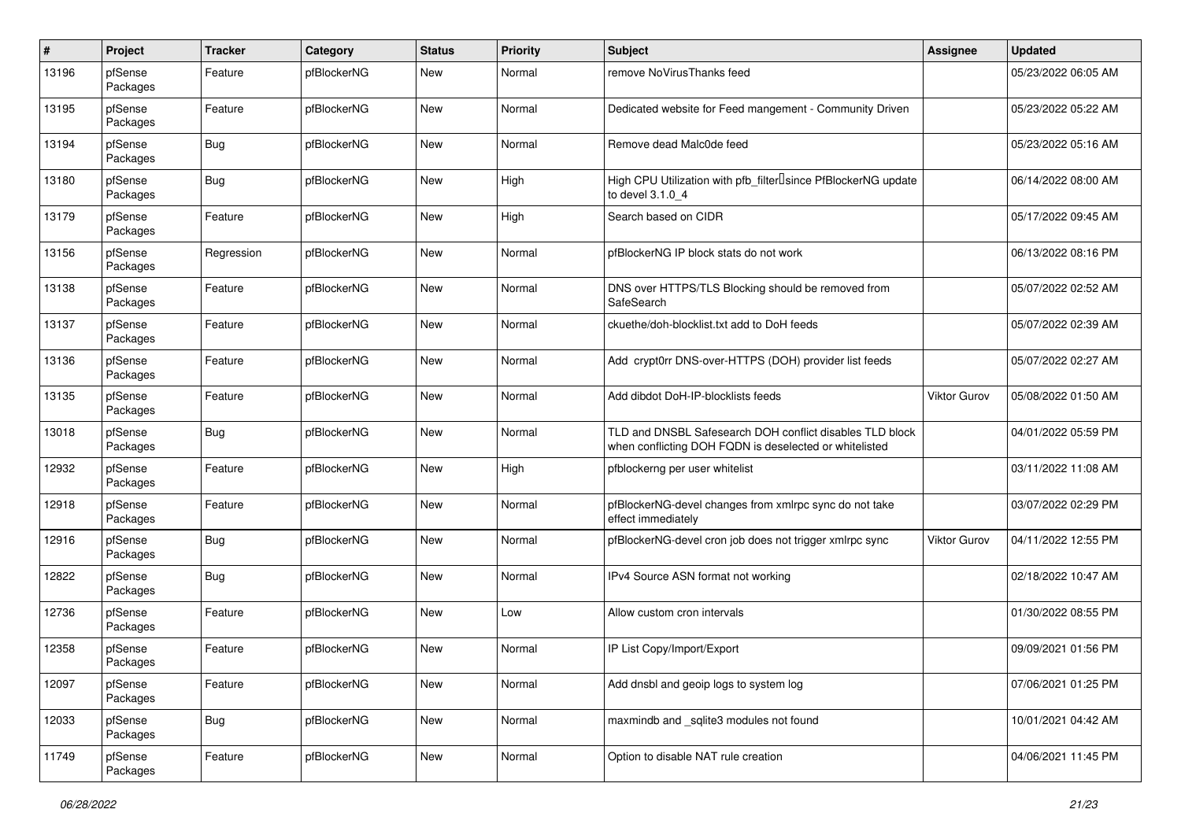| # | Project | Tracker | Category | Status | Priority | Subject | Assignee | Updated |
|---|---|---|---|---|---|---|---|---|
| 13196 | pfSense Packages | Feature | pfBlockerNG | New | Normal | remove NoVirusThanks feed | | 05/23/2022 06:05 AM |
| 13195 | pfSense Packages | Feature | pfBlockerNG | New | Normal | Dedicated website for Feed mangement - Community Driven | | 05/23/2022 05:22 AM |
| 13194 | pfSense Packages | Bug | pfBlockerNG | New | Normal | Remove dead Malc0de feed | | 05/23/2022 05:16 AM |
| 13180 | pfSense Packages | Bug | pfBlockerNG | New | High | High CPU Utilization with pfb_filter since PfBlockerNG update to devel 3.1.0_4 | | 06/14/2022 08:00 AM |
| 13179 | pfSense Packages | Feature | pfBlockerNG | New | High | Search based on CIDR | | 05/17/2022 09:45 AM |
| 13156 | pfSense Packages | Regression | pfBlockerNG | New | Normal | pfBlockerNG IP block stats do not work | | 06/13/2022 08:16 PM |
| 13138 | pfSense Packages | Feature | pfBlockerNG | New | Normal | DNS over HTTPS/TLS Blocking should be removed from SafeSearch | | 05/07/2022 02:52 AM |
| 13137 | pfSense Packages | Feature | pfBlockerNG | New | Normal | ckuethe/doh-blocklist.txt add to DoH feeds | | 05/07/2022 02:39 AM |
| 13136 | pfSense Packages | Feature | pfBlockerNG | New | Normal | Add crypt0rr DNS-over-HTTPS (DOH) provider list feeds | | 05/07/2022 02:27 AM |
| 13135 | pfSense Packages | Feature | pfBlockerNG | New | Normal | Add dibdot DoH-IP-blocklists feeds | Viktor Gurov | 05/08/2022 01:50 AM |
| 13018 | pfSense Packages | Bug | pfBlockerNG | New | Normal | TLD and DNSBL Safesearch DOH conflict disables TLD block when conflicting DOH FQDN is deselected or whitelisted | | 04/01/2022 05:59 PM |
| 12932 | pfSense Packages | Feature | pfBlockerNG | New | High | pfblockerng per user whitelist | | 03/11/2022 11:08 AM |
| 12918 | pfSense Packages | Feature | pfBlockerNG | New | Normal | pfBlockerNG-devel changes from xmlrpc sync do not take effect immediately | | 03/07/2022 02:29 PM |
| 12916 | pfSense Packages | Bug | pfBlockerNG | New | Normal | pfBlockerNG-devel cron job does not trigger xmlrpc sync | Viktor Gurov | 04/11/2022 12:55 PM |
| 12822 | pfSense Packages | Bug | pfBlockerNG | New | Normal | IPv4 Source ASN format not working | | 02/18/2022 10:47 AM |
| 12736 | pfSense Packages | Feature | pfBlockerNG | New | Low | Allow custom cron intervals | | 01/30/2022 08:55 PM |
| 12358 | pfSense Packages | Feature | pfBlockerNG | New | Normal | IP List Copy/Import/Export | | 09/09/2021 01:56 PM |
| 12097 | pfSense Packages | Feature | pfBlockerNG | New | Normal | Add dnsbl and geoip logs to system log | | 07/06/2021 01:25 PM |
| 12033 | pfSense Packages | Bug | pfBlockerNG | New | Normal | maxmindb and _sqlite3 modules not found | | 10/01/2021 04:42 AM |
| 11749 | pfSense Packages | Feature | pfBlockerNG | New | Normal | Option to disable NAT rule creation | | 04/06/2021 11:45 PM |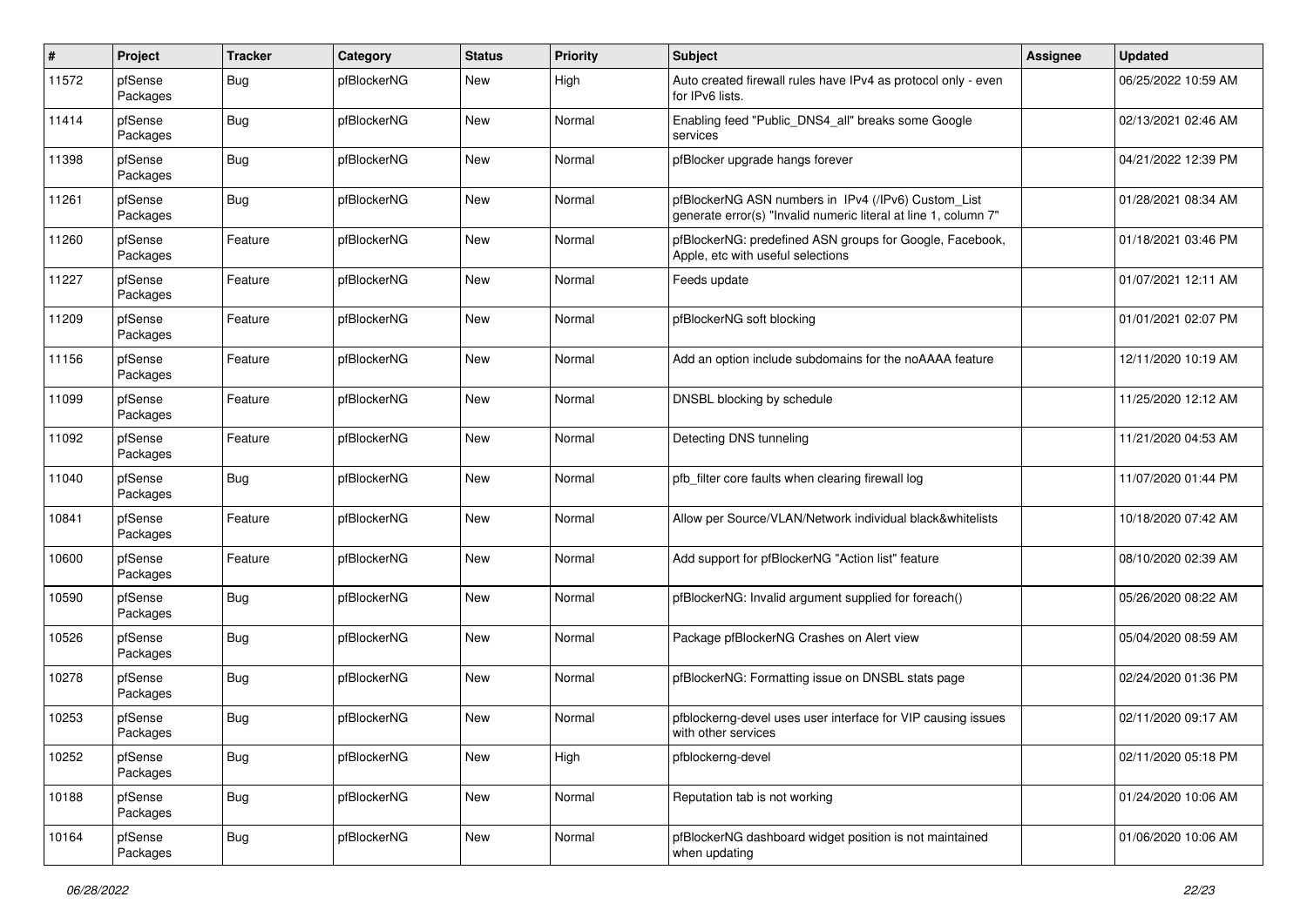| # | Project | Tracker | Category | Status | Priority | Subject | Assignee | Updated |
|---|---|---|---|---|---|---|---|---|
| 11572 | pfSense Packages | Bug | pfBlockerNG | New | High | Auto created firewall rules have IPv4 as protocol only - even for IPv6 lists. | | 06/25/2022 10:59 AM |
| 11414 | pfSense Packages | Bug | pfBlockerNG | New | Normal | Enabling feed "Public_DNS4_all" breaks some Google services | | 02/13/2021 02:46 AM |
| 11398 | pfSense Packages | Bug | pfBlockerNG | New | Normal | pfBlocker upgrade hangs forever | | 04/21/2022 12:39 PM |
| 11261 | pfSense Packages | Bug | pfBlockerNG | New | Normal | pfBlockerNG ASN numbers in IPv4 (/IPv6) Custom_List generate error(s) "Invalid numeric literal at line 1, column 7" | | 01/28/2021 08:34 AM |
| 11260 | pfSense Packages | Feature | pfBlockerNG | New | Normal | pfBlockerNG: predefined ASN groups for Google, Facebook, Apple, etc with useful selections | | 01/18/2021 03:46 PM |
| 11227 | pfSense Packages | Feature | pfBlockerNG | New | Normal | Feeds update | | 01/07/2021 12:11 AM |
| 11209 | pfSense Packages | Feature | pfBlockerNG | New | Normal | pfBlockerNG soft blocking | | 01/01/2021 02:07 PM |
| 11156 | pfSense Packages | Feature | pfBlockerNG | New | Normal | Add an option include subdomains for the noAAAA feature | | 12/11/2020 10:19 AM |
| 11099 | pfSense Packages | Feature | pfBlockerNG | New | Normal | DNSBL blocking by schedule | | 11/25/2020 12:12 AM |
| 11092 | pfSense Packages | Feature | pfBlockerNG | New | Normal | Detecting DNS tunneling | | 11/21/2020 04:53 AM |
| 11040 | pfSense Packages | Bug | pfBlockerNG | New | Normal | pfb_filter core faults when clearing firewall log | | 11/07/2020 01:44 PM |
| 10841 | pfSense Packages | Feature | pfBlockerNG | New | Normal | Allow per Source/VLAN/Network individual black&whitelists | | 10/18/2020 07:42 AM |
| 10600 | pfSense Packages | Feature | pfBlockerNG | New | Normal | Add support for pfBlockerNG "Action list" feature | | 08/10/2020 02:39 AM |
| 10590 | pfSense Packages | Bug | pfBlockerNG | New | Normal | pfBlockerNG: Invalid argument supplied for foreach() | | 05/26/2020 08:22 AM |
| 10526 | pfSense Packages | Bug | pfBlockerNG | New | Normal | Package pfBlockerNG Crashes on Alert view | | 05/04/2020 08:59 AM |
| 10278 | pfSense Packages | Bug | pfBlockerNG | New | Normal | pfBlockerNG: Formatting issue on DNSBL stats page | | 02/24/2020 01:36 PM |
| 10253 | pfSense Packages | Bug | pfBlockerNG | New | Normal | pfblockerng-devel uses user interface for VIP causing issues with other services | | 02/11/2020 09:17 AM |
| 10252 | pfSense Packages | Bug | pfBlockerNG | New | High | pfblockerng-devel | | 02/11/2020 05:18 PM |
| 10188 | pfSense Packages | Bug | pfBlockerNG | New | Normal | Reputation tab is not working | | 01/24/2020 10:06 AM |
| 10164 | pfSense Packages | Bug | pfBlockerNG | New | Normal | pfBlockerNG dashboard widget position is not maintained when updating | | 01/06/2020 10:06 AM |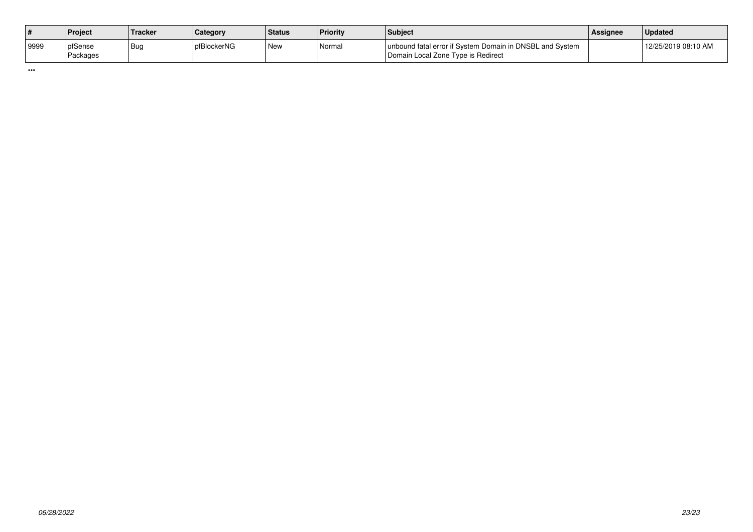| # | Project | Tracker | Category | Status | Priority | Subject | Assignee | Updated |
|---|---|---|---|---|---|---|---|---|
| 9999 | pfSense Packages | Bug | pfBlockerNG | New | Normal | unbound fatal error if System Domain in DNSBL and System Domain Local Zone Type is Redirect | | 12/25/2019 08:10 AM |

...